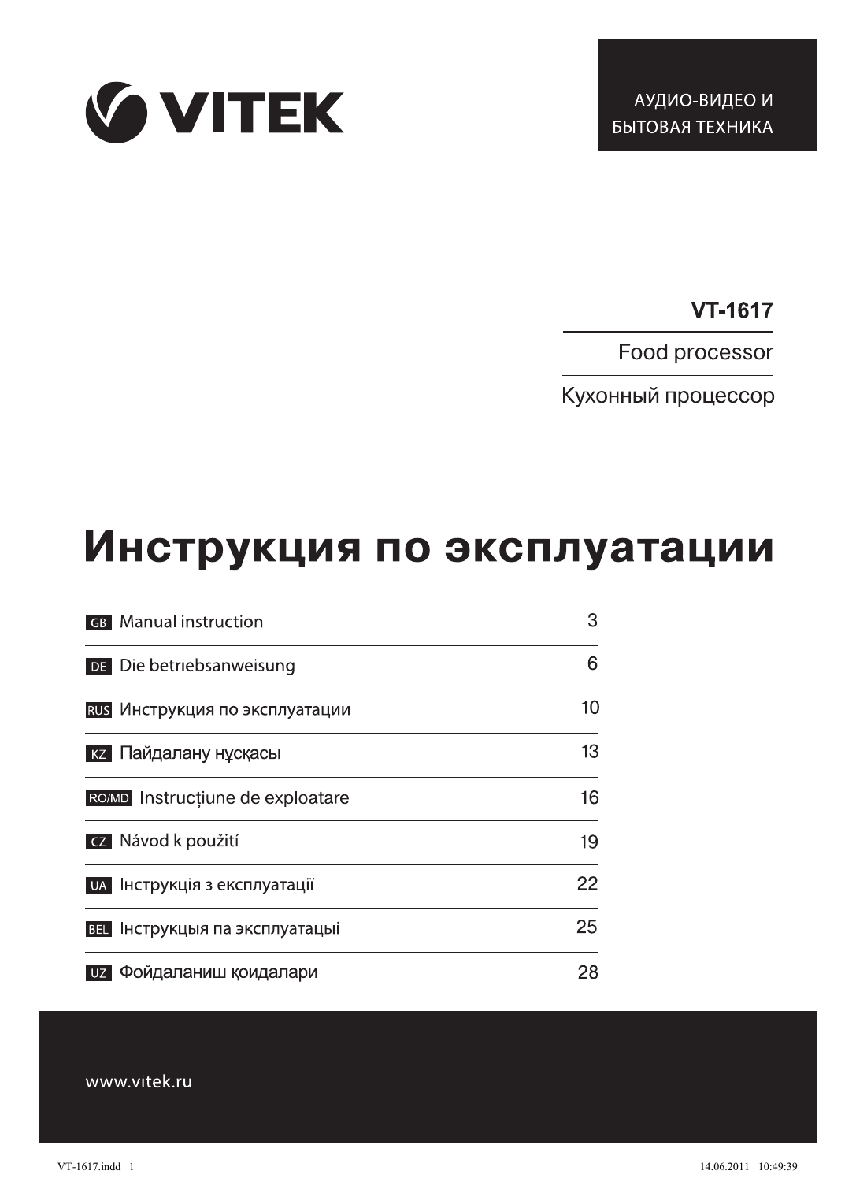VITEK

АУДИО-ВИДЕО И БЫТОВАЯ ТЕХНИКА

**VT-1617**

Food processor

Кухонный процессор

# Инструкция по эксплуатации

| | | |
|---|---|---|
| GB | Manual instruction | 3 |
| DE | Die betriebsanweisung | 6 |
| RUS | Инструкция по эксплуатации | 10 |
| KZ | Пайдалану нұсқасы | 13 |
| RO/MD | Instrucțiune de exploatare | 16 |
| CZ | Návod k použití | 19 |
| UA | Інструкція з експлуатації | 22 |
| BEL | Інструкцыя па эксплуатацыі | 25 |
| UZ | Фойдаланиш қоидалари | 28 |

www.vitek.ru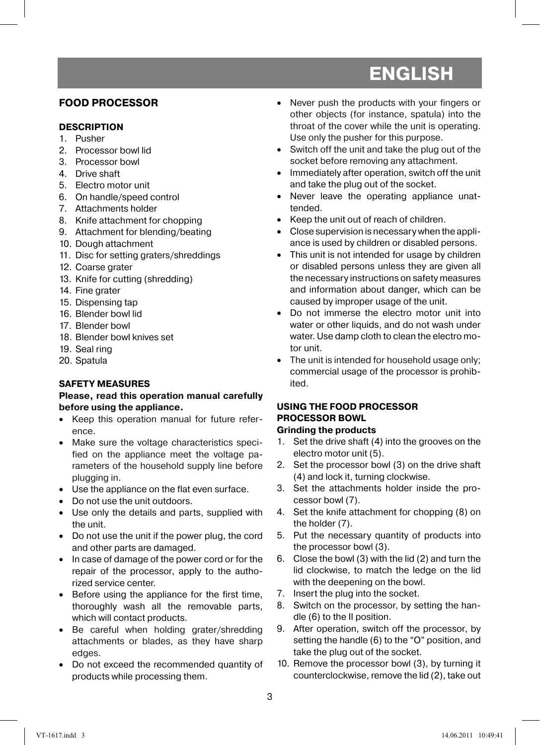# ENGLISH

## FOOD PROCESSOR

### DESCRIPTION

1. Pusher
2. Processor bowl lid
3. Processor bowl
4. Drive shaft
5. Electro motor unit
6. On handle/speed control
7. Attachments holder
8. Knife attachment for chopping
9. Attachment for blending/beating
10. Dough attachment
11. Disc for setting graters/shreddings
12. Coarse grater
13. Knife for cutting (shredding)
14. Fine grater
15. Dispensing tap
16. Blender bowl lid
17. Blender bowl
18. Blender bowl knives set
19. Seal ring
20. Spatula

### SAFETY MEASURES

**Please, read this operation manual carefully before using the appliance.**

- Keep this operation manual for future reference.
- Make sure the voltage characteristics specified on the appliance meet the voltage parameters of the household supply line before plugging in.
- Use the appliance on the flat even surface.
- Do not use the unit outdoors.
- Use only the details and parts, supplied with the unit.
- Do not use the unit if the power plug, the cord and other parts are damaged.
- In case of damage of the power cord or for the repair of the processor, apply to the authorized service center.
- Before using the appliance for the first time, thoroughly wash all the removable parts, which will contact products.
- Be careful when holding grater/shredding attachments or blades, as they have sharp edges.
- Do not exceed the recommended quantity of products while processing them.
- Never push the products with your fingers or other objects (for instance, spatula) into the throat of the cover while the unit is operating. Use only the pusher for this purpose.
- Switch off the unit and take the plug out of the socket before removing any attachment.
- Immediately after operation, switch off the unit and take the plug out of the socket.
- Never leave the operating appliance unattended.
- Keep the unit out of reach of children.
- Close supervision is necessary when the appliance is used by children or disabled persons.
- This unit is not intended for usage by children or disabled persons unless they are given all the necessary instructions on safety measures and information about danger, which can be caused by improper usage of the unit.
- Do not immerse the electro motor unit into water or other liquids, and do not wash under water. Use damp cloth to clean the electro motor unit.
- The unit is intended for household usage only; commercial usage of the processor is prohibited.

### USING THE FOOD PROCESSOR

### PROCESSOR BOWL

**Grinding the products**

1. Set the drive shaft (4) into the grooves on the electro motor unit (5).
2. Set the processor bowl (3) on the drive shaft (4) and lock it, turning clockwise.
3. Set the attachments holder inside the processor bowl (7).
4. Set the knife attachment for chopping (8) on the holder (7).
5. Put the necessary quantity of products into the processor bowl (3).
6. Close the bowl (3) with the lid (2) and turn the lid clockwise, to match the ledge on the lid with the deepening on the bowl.
7. Insert the plug into the socket.
8. Switch on the processor, by setting the handle (6) to the II position.
9. After operation, switch off the processor, by setting the handle (6) to the “O” position, and take the plug out of the socket.
10. Remove the processor bowl (3), by turning it counterclockwise, remove the lid (2), take out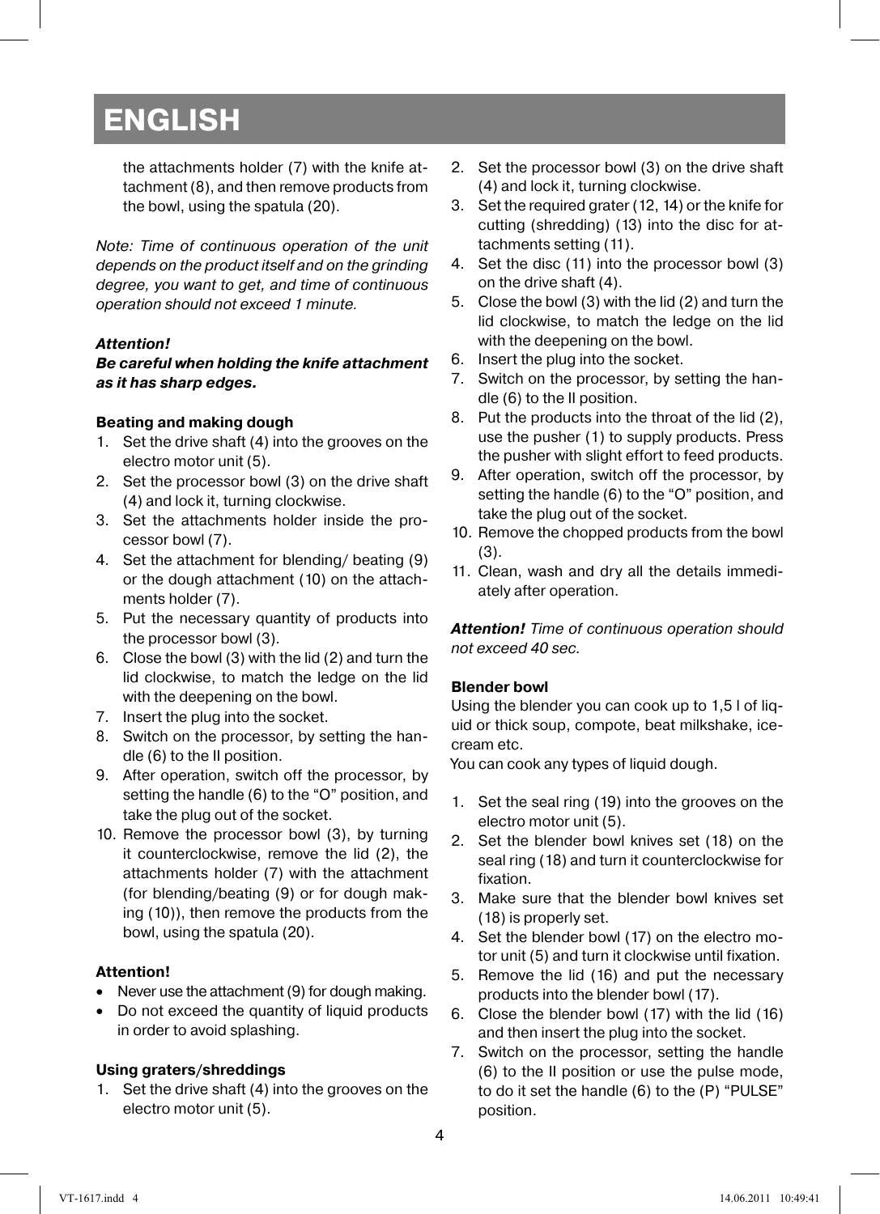# ENGLISH

the attachments holder (7) with the knife attachment (8), and then remove products from the bowl, using the spatula (20).

*Note: Time of continuous operation of the unit depends on the product itself and on the grinding degree, you want to get, and time of continuous operation should not exceed 1 minute.*

***Attention!***
***Be careful when holding the knife attachment as it has sharp edges.***

**Beating and making dough**

1. Set the drive shaft (4) into the grooves on the electro motor unit (5).
2. Set the processor bowl (3) on the drive shaft (4) and lock it, turning clockwise.
3. Set the attachments holder inside the processor bowl (7).
4. Set the attachment for blending/ beating (9) or the dough attachment (10) on the attachments holder (7).
5. Put the necessary quantity of products into the processor bowl (3).
6. Close the bowl (3) with the lid (2) and turn the lid clockwise, to match the ledge on the lid with the deepening on the bowl.
7. Insert the plug into the socket.
8. Switch on the processor, by setting the handle (6) to the II position.
9. After operation, switch off the processor, by setting the handle (6) to the "O" position, and take the plug out of the socket.
10. Remove the processor bowl (3), by turning it counterclockwise, remove the lid (2), the attachments holder (7) with the attachment (for blending/beating (9) or for dough making (10)), then remove the products from the bowl, using the spatula (20).

**Attention!**

- Never use the attachment (9) for dough making.
- Do not exceed the quantity of liquid products in order to avoid splashing.

**Using graters/shreddings**

1. Set the drive shaft (4) into the grooves on the electro motor unit (5).
2. Set the processor bowl (3) on the drive shaft (4) and lock it, turning clockwise.
3. Set the required grater (12, 14) or the knife for cutting (shredding) (13) into the disc for attachments setting (11).
4. Set the disc (11) into the processor bowl (3) on the drive shaft (4).
5. Close the bowl (3) with the lid (2) and turn the lid clockwise, to match the ledge on the lid with the deepening on the bowl.
6. Insert the plug into the socket.
7. Switch on the processor, by setting the handle (6) to the II position.
8. Put the products into the throat of the lid (2), use the pusher (1) to supply products. Press the pusher with slight effort to feed products.
9. After operation, switch off the processor, by setting the handle (6) to the "O" position, and take the plug out of the socket.
10. Remove the chopped products from the bowl (3).
11. Clean, wash and dry all the details immediately after operation.

***Attention!*** *Time of continuous operation should not exceed 40 sec.*

**Blender bowl**

Using the blender you can cook up to 1,5 l of liquid or thick soup, compote, beat milkshake, ice-cream etc.
You can cook any types of liquid dough.

1. Set the seal ring (19) into the grooves on the electro motor unit (5).
2. Set the blender bowl knives set (18) on the seal ring (18) and turn it counterclockwise for fixation.
3. Make sure that the blender bowl knives set (18) is properly set.
4. Set the blender bowl (17) on the electro motor unit (5) and turn it clockwise until fixation.
5. Remove the lid (16) and put the necessary products into the blender bowl (17).
6. Close the blender bowl (17) with the lid (16) and then insert the plug into the socket.
7. Switch on the processor, setting the handle (6) to the II position or use the pulse mode, to do it set the handle (6) to the (P) "PULSE" position.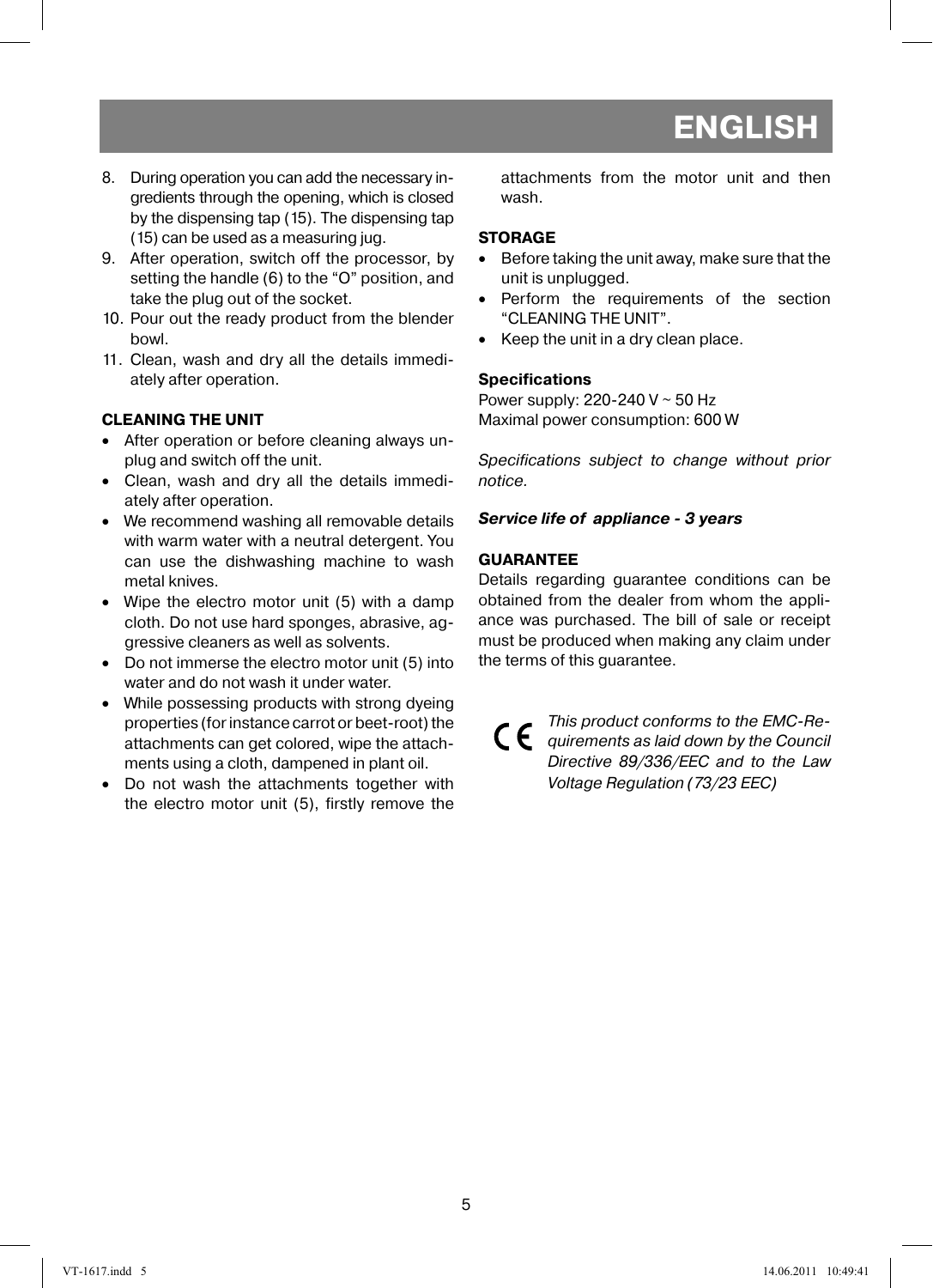8. During operation you can add the necessary ingredients through the opening, which is closed by the dispensing tap (15). The dispensing tap (15) can be used as a measuring jug.
9. After operation, switch off the processor, by setting the handle (6) to the "O" position, and take the plug out of the socket.
10. Pour out the ready product from the blender bowl.
11. Clean, wash and dry all the details immediately after operation.

**CLEANING THE UNIT**

- After operation or before cleaning always unplug and switch off the unit.
- Clean, wash and dry all the details immediately after operation.
- We recommend washing all removable details with warm water with a neutral detergent. You can use the dishwashing machine to wash metal knives.
- Wipe the electro motor unit (5) with a damp cloth. Do not use hard sponges, abrasive, aggressive cleaners as well as solvents.
- Do not immerse the electro motor unit (5) into water and do not wash it under water.
- While possessing products with strong dyeing properties (for instance carrot or beet-root) the attachments can get colored, wipe the attachments using a cloth, dampened in plant oil.
- Do not wash the attachments together with the electro motor unit (5), firstly remove the attachments from the motor unit and then wash.

**STORAGE**

- Before taking the unit away, make sure that the unit is unplugged.
- Perform the requirements of the section "CLEANING THE UNIT".
- Keep the unit in a dry clean place.

**Specifications**

Power supply: 220-240 V ~ 50 Hz
Maximal power consumption: 600 W

*Specifications subject to change without prior notice.*

***Service life of appliance - 3 years***

**GUARANTEE**

Details regarding guarantee conditions can be obtained from the dealer from whom the appliance was purchased. The bill of sale or receipt must be produced when making any claim under the terms of this guarantee.

CE *This product conforms to the EMC-Requirements as laid down by the Council Directive 89/336/EEC and to the Law Voltage Regulation (73/23 EEC)*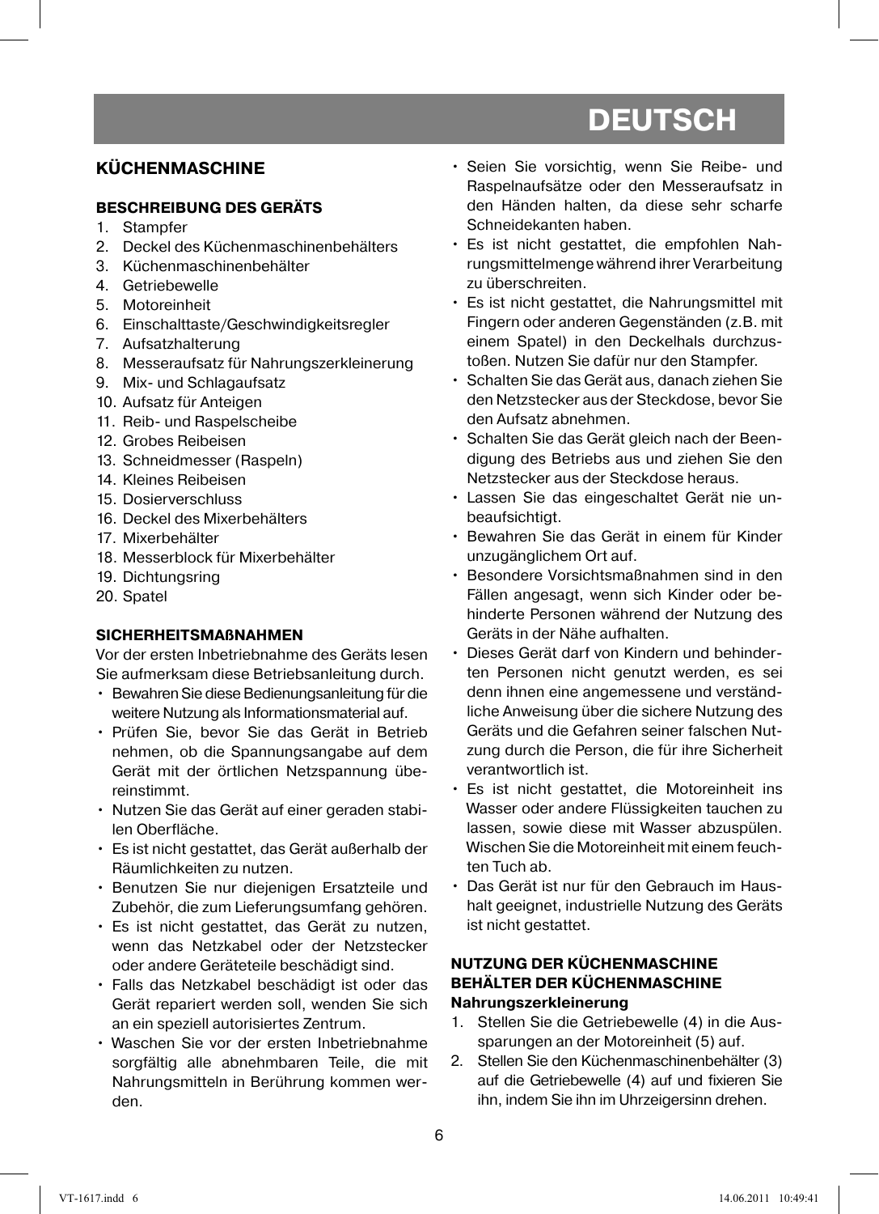## KÜCHENMASCHINE

### BESCHREIBUNG DES GERÄTS

1. Stampfer
2. Deckel des Küchenmaschinenbehälters
3. Küchenmaschinenbehälter
4. Getriebewelle
5. Motoreinheit
6. Einschalttaste/Geschwindigkeitsregler
7. Aufsatzhalterung
8. Messeraufsatz für Nahrungszerkleinerung
9. Mix- und Schlagaufsatz
10. Aufsatz für Anteigen
11. Reib- und Raspelscheibe
12. Grobes Reibeisen
13. Schneidmesser (Raspeln)
14. Kleines Reibeisen
15. Dosierverschluss
16. Deckel des Mixerbehälters
17. Mixerbehälter
18. Messerblock für Mixerbehälter
19. Dichtungsring
20. Spatel

### SICHERHEITSMAßNAHMEN

Vor der ersten Inbetriebnahme des Geräts lesen Sie aufmerksam diese Betriebsanleitung durch.

- Bewahren Sie diese Bedienungsanleitung für die weitere Nutzung als Informationsmaterial auf.
- Prüfen Sie, bevor Sie das Gerät in Betrieb nehmen, ob die Spannungsangabe auf dem Gerät mit der örtlichen Netzspannung übereinstimmt.
- Nutzen Sie das Gerät auf einer geraden stabilen Oberfläche.
- Es ist nicht gestattet, das Gerät außerhalb der Räumlichkeiten zu nutzen.
- Benutzen Sie nur diejenigen Ersatzteile und Zubehör, die zum Lieferungsumfang gehören.
- Es ist nicht gestattet, das Gerät zu nutzen, wenn das Netzkabel oder der Netzstecker oder andere Geräteteile beschädigt sind.
- Falls das Netzkabel beschädigt ist oder das Gerät repariert werden soll, wenden Sie sich an ein speziell autorisiertes Zentrum.
- Waschen Sie vor der ersten Inbetriebnahme sorgfältig alle abnehmbaren Teile, die mit Nahrungsmitteln in Berührung kommen werden.
- Seien Sie vorsichtig, wenn Sie Reibe- und Raspelnaufsätze oder den Messeraufsatz in den Händen halten, da diese sehr scharfe Schneidekanten haben.
- Es ist nicht gestattet, die empfohlen Nahrungsmittelmenge während ihrer Verarbeitung zu überschreiten.
- Es ist nicht gestattet, die Nahrungsmittel mit Fingern oder anderen Gegenständen (z.B. mit einem Spatel) in den Deckelhals durchzustoßen. Nutzen Sie dafür nur den Stampfer.
- Schalten Sie das Gerät aus, danach ziehen Sie den Netzstecker aus der Steckdose, bevor Sie den Aufsatz abnehmen.
- Schalten Sie das Gerät gleich nach der Beendigung des Betriebs aus und ziehen Sie den Netzstecker aus der Steckdose heraus.
- Lassen Sie das eingeschaltet Gerät nie unbeaufsichtigt.
- Bewahren Sie das Gerät in einem für Kinder unzugänglichem Ort auf.
- Besondere Vorsichtsmaßnahmen sind in den Fällen angesagt, wenn sich Kinder oder behinderte Personen während der Nutzung des Geräts in der Nähe aufhalten.
- Dieses Gerät darf von Kindern und behinderten Personen nicht genutzt werden, es sei denn ihnen eine angemessene und verständliche Anweisung über die sichere Nutzung des Geräts und die Gefahren seiner falschen Nutzung durch die Person, die für ihre Sicherheit verantwortlich ist.
- Es ist nicht gestattet, die Motoreinheit ins Wasser oder andere Flüssigkeiten tauchen zu lassen, sowie diese mit Wasser abzuspülen. Wischen Sie die Motoreinheit mit einem feuchten Tuch ab.
- Das Gerät ist nur für den Gebrauch im Haushalt geeignet, industrielle Nutzung des Geräts ist nicht gestattet.

### NUTZUNG DER KÜCHENMASCHINE

### BEHÄLTER DER KÜCHENMASCHINE

**Nahrungszerkleinerung**

1. Stellen Sie die Getriebewelle (4) in die Aussparungen an der Motoreinheit (5) auf.
2. Stellen Sie den Küchenmaschinenbehälter (3) auf die Getriebewelle (4) auf und fixieren Sie ihn, indem Sie ihn im Uhrzeigersinn drehen.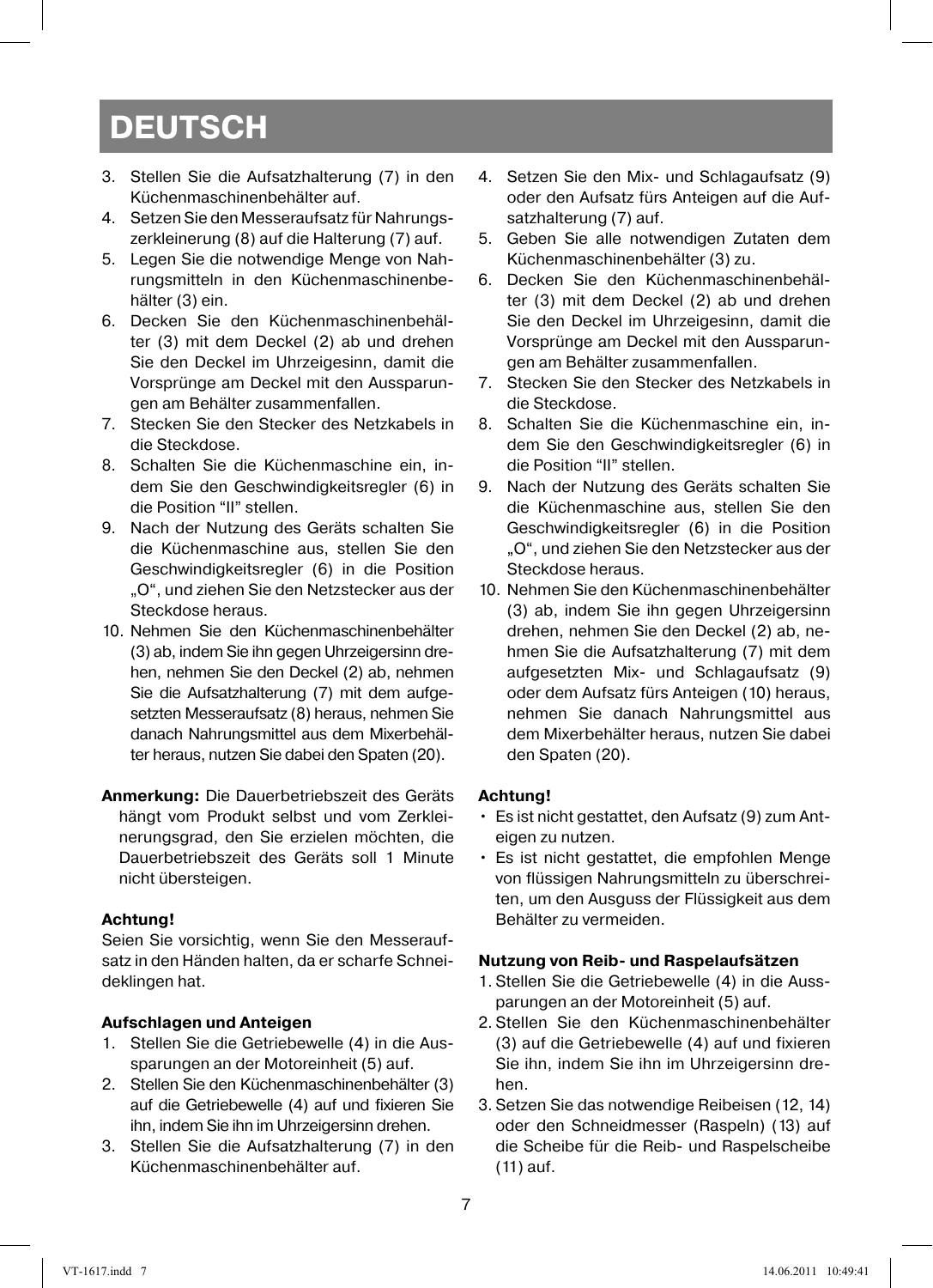# DEUTSCH

3. Stellen Sie die Aufsatzhalterung (7) in den Küchenmaschinenbehälter auf.
4. Setzen Sie den Messeraufsatz für Nahrungszerkleinerung (8) auf die Halterung (7) auf.
5. Legen Sie die notwendige Menge von Nahrungsmitteln in den Küchenmaschinenbehälter (3) ein.
6. Decken Sie den Küchenmaschinenbehälter (3) mit dem Deckel (2) ab und drehen Sie den Deckel im Uhrzeigesinn, damit die Vorsprünge am Deckel mit den Aussparungen am Behälter zusammenfallen.
7. Stecken Sie den Stecker des Netzkabels in die Steckdose.
8. Schalten Sie die Küchenmaschine ein, indem Sie den Geschwindigkeitsregler (6) in die Position "II" stellen.
9. Nach der Nutzung des Geräts schalten Sie die Küchenmaschine aus, stellen Sie den Geschwindigkeitsregler (6) in die Position „O", und ziehen Sie den Netzstecker aus der Steckdose heraus.
10. Nehmen Sie den Küchenmaschinenbehälter (3) ab, indem Sie ihn gegen Uhrzeigersinn drehen, nehmen Sie den Deckel (2) ab, nehmen Sie die Aufsatzhalterung (7) mit dem aufgesetzten Messeraufsatz (8) heraus, nehmen Sie danach Nahrungsmittel aus dem Mixerbehälter heraus, nutzen Sie dabei den Spaten (20).

**Anmerkung:** Die Dauerbetriebszeit des Geräts hängt vom Produkt selbst und vom Zerkleinerungsgrad, den Sie erzielen möchten, die Dauerbetriebszeit des Geräts soll 1 Minute nicht übersteigen.

**Achtung!**

Seien Sie vorsichtig, wenn Sie den Messeraufsatz in den Händen halten, da er scharfe Schneideklingen hat.

**Aufschlagen und Anteigen**

1. Stellen Sie die Getriebewelle (4) in die Aussparungen an der Motoreinheit (5) auf.
2. Stellen Sie den Küchenmaschinenbehälter (3) auf die Getriebewelle (4) auf und fixieren Sie ihn, indem Sie ihn im Uhrzeigersinn drehen.
3. Stellen Sie die Aufsatzhalterung (7) in den Küchenmaschinenbehälter auf.
4. Setzen Sie den Mix- und Schlagaufsatz (9) oder den Aufsatz fürs Anteigen auf die Aufsatzhalterung (7) auf.
5. Geben Sie alle notwendigen Zutaten dem Küchenmaschinenbehälter (3) zu.
6. Decken Sie den Küchenmaschinenbehälter (3) mit dem Deckel (2) ab und drehen Sie den Deckel im Uhrzeigesinn, damit die Vorsprünge am Deckel mit den Aussparungen am Behälter zusammenfallen.
7. Stecken Sie den Stecker des Netzkabels in die Steckdose.
8. Schalten Sie die Küchenmaschine ein, indem Sie den Geschwindigkeitsregler (6) in die Position "II" stellen.
9. Nach der Nutzung des Geräts schalten Sie die Küchenmaschine aus, stellen Sie den Geschwindigkeitsregler (6) in die Position „O", und ziehen Sie den Netzstecker aus der Steckdose heraus.
10. Nehmen Sie den Küchenmaschinenbehälter (3) ab, indem Sie ihn gegen Uhrzeigersinn drehen, nehmen Sie den Deckel (2) ab, nehmen Sie die Aufsatzhalterung (7) mit dem aufgesetzten Mix- und Schlagaufsatz (9) oder dem Aufsatz fürs Anteigen (10) heraus, nehmen Sie danach Nahrungsmittel aus dem Mixerbehälter heraus, nutzen Sie dabei den Spaten (20).

**Achtung!**

- Es ist nicht gestattet, den Aufsatz (9) zum Anteigen zu nutzen.
- Es ist nicht gestattet, die empfohlen Menge von flüssigen Nahrungsmitteln zu überschreiten, um den Ausguss der Flüssigkeit aus dem Behälter zu vermeiden.

**Nutzung von Reib- und Raspelaufsätzen**

1. Stellen Sie die Getriebewelle (4) in die Aussparungen an der Motoreinheit (5) auf.
2. Stellen Sie den Küchenmaschinenbehälter (3) auf die Getriebewelle (4) auf und fixieren Sie ihn, indem Sie ihn im Uhrzeigersinn drehen.
3. Setzen Sie das notwendige Reibeisen (12, 14) oder den Schneidmesser (Raspeln) (13) auf die Scheibe für die Reib- und Raspelscheibe (11) auf.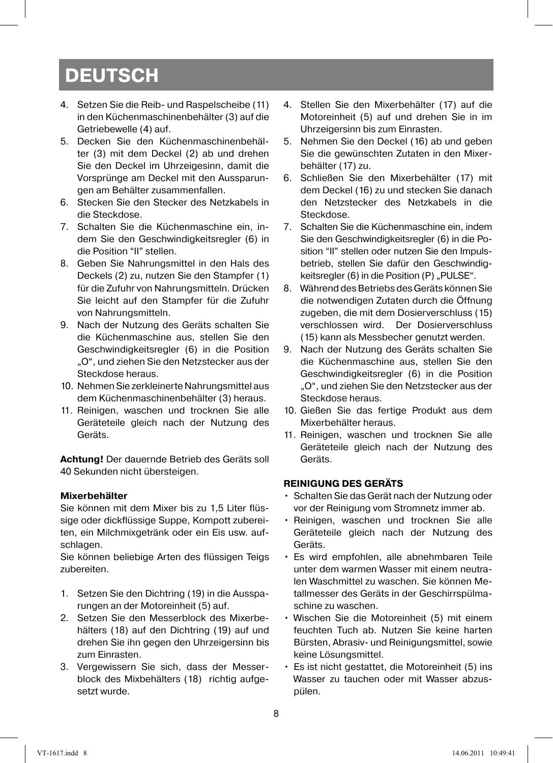# DEUTSCH

4. Setzen Sie die Reib- und Raspelscheibe (11) in den Küchenmaschinenbehälter (3) auf die Getriebewelle (4) auf.
5. Decken Sie den Küchenmaschinenbehälter (3) mit dem Deckel (2) ab und drehen Sie den Deckel im Uhrzeigesinn, damit die Vorsprünge am Deckel mit den Aussparungen am Behälter zusammenfallen.
6. Stecken Sie den Stecker des Netzkabels in die Steckdose.
7. Schalten Sie die Küchenmaschine ein, indem Sie den Geschwindigkeitsregler (6) in die Position "II" stellen.
8. Geben Sie Nahrungsmittel in den Hals des Deckels (2) zu, nutzen Sie den Stampfer (1) für die Zufuhr von Nahrungsmitteln. Drücken Sie leicht auf den Stampfer für die Zufuhr von Nahrungsmitteln.
9. Nach der Nutzung des Geräts schalten Sie die Küchenmaschine aus, stellen Sie den Geschwindigkeitsregler (6) in die Position „O", und ziehen Sie den Netzstecker aus der Steckdose heraus.
10. Nehmen Sie zerkleinerte Nahrungsmittel aus dem Küchenmaschinenbehälter (3) heraus.
11. Reinigen, waschen und trocknen Sie alle Geräteteile gleich nach der Nutzung des Geräts.

**Achtung!** Der dauernde Betrieb des Geräts soll 40 Sekunden nicht übersteigen.

**Mixerbehälter**

Sie können mit dem Mixer bis zu 1,5 Liter flüssige oder dickflüssige Suppe, Kompott zubereiten, ein Milchmixgetränk oder ein Eis usw. aufschlagen.
Sie können beliebige Arten des flüssigen Teigs zubereiten.

1. Setzen Sie den Dichtring (19) in die Aussparungen an der Motoreinheit (5) auf.
2. Setzen Sie den Messerblock des Mixerbehälters (18) auf den Dichtring (19) auf und drehen Sie ihn gegen den Uhrzeigersinn bis zum Einrasten.
3. Vergewissern Sie sich, dass der Messerblock des Mixbehälters (18) richtig aufgesetzt wurde.
4. Stellen Sie den Mixerbehälter (17) auf die Motoreinheit (5) auf und drehen Sie in im Uhrzeigersinn bis zum Einrasten.
5. Nehmen Sie den Deckel (16) ab und geben Sie die gewünschten Zutaten in den Mixerbehälter (17) zu.
6. Schließen Sie den Mixerbehälter (17) mit dem Deckel (16) zu und stecken Sie danach den Netzstecker des Netzkabels in die Steckdose.
7. Schalten Sie die Küchenmaschine ein, indem Sie den Geschwindigkeitsregler (6) in die Position "II" stellen oder nutzen Sie den Impulsbetrieb, stellen Sie dafür den Geschwindigkeitsregler (6) in die Position (P) „PULSE".
8. Während des Betriebs des Geräts können Sie die notwendigen Zutaten durch die Öffnung zugeben, die mit dem Dosierverschluss (15) verschlossen wird. Der Dosierverschluss (15) kann als Messbecher genutzt werden.
9. Nach der Nutzung des Geräts schalten Sie die Küchenmaschine aus, stellen Sie den Geschwindigkeitsregler (6) in die Position „O", und ziehen Sie den Netzstecker aus der Steckdose heraus.
10. Gießen Sie das fertige Produkt aus dem Mixerbehälter heraus.
11. Reinigen, waschen und trocknen Sie alle Geräteteile gleich nach der Nutzung des Geräts.

**REINIGUNG DES GERÄTS**

- Schalten Sie das Gerät nach der Nutzung oder vor der Reinigung vom Stromnetz immer ab.
- Reinigen, waschen und trocknen Sie alle Geräteteile gleich nach der Nutzung des Geräts.
- Es wird empfohlen, alle abnehmbaren Teile unter dem warmen Wasser mit einem neutralen Waschmittel zu waschen. Sie können Metallmesser des Geräts in der Geschirrspülmaschine zu waschen.
- Wischen Sie die Motoreinheit (5) mit einem feuchten Tuch ab. Nutzen Sie keine harten Bürsten, Abrasiv- und Reinigungsmittel, sowie keine Lösungsmittel.
- Es ist nicht gestattet, die Motoreinheit (5) ins Wasser zu tauchen oder mit Wasser abzuspülen.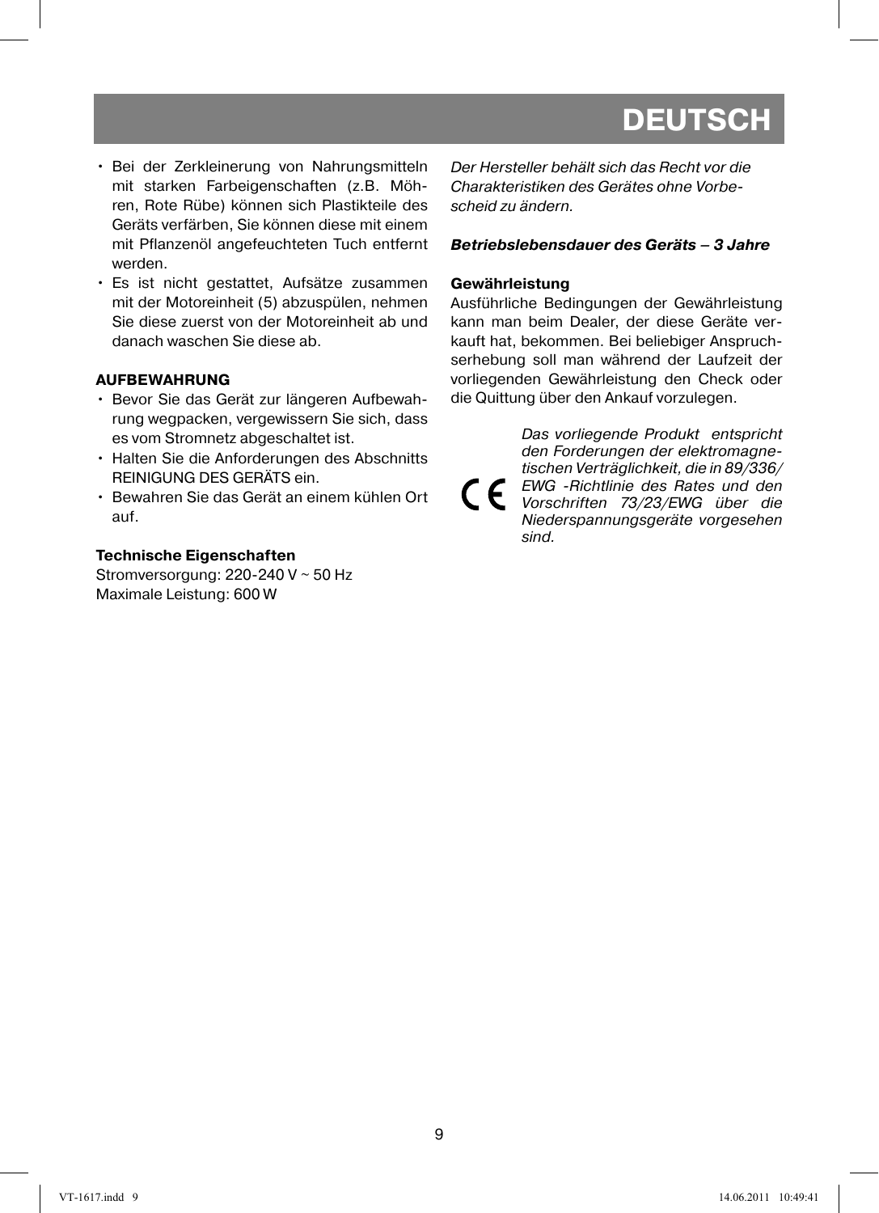# DEUTSCH

- Bei der Zerkleinerung von Nahrungsmitteln mit starken Farbeigenschaften (z.B. Möhren, Rote Rübe) können sich Plastikteile des Geräts verfärben, Sie können diese mit einem mit Pflanzenöl angefeuchteten Tuch entfernt werden.
- Es ist nicht gestattet, Aufsätze zusammen mit der Motoreinheit (5) abzuspülen, nehmen Sie diese zuerst von der Motoreinheit ab und danach waschen Sie diese ab.

**AUFBEWAHRUNG**

- Bevor Sie das Gerät zur längeren Aufbewahrung wegpacken, vergewissern Sie sich, dass es vom Stromnetz abgeschaltet ist.
- Halten Sie die Anforderungen des Abschnitts REINIGUNG DES GERÄTS ein.
- Bewahren Sie das Gerät an einem kühlen Ort auf.

**Technische Eigenschaften**

Stromversorgung: 220-240 V ~ 50 Hz
Maximale Leistung: 600 W

*Der Hersteller behält sich das Recht vor die Charakteristiken des Gerätes ohne Vorbescheid zu ändern.*

***Betriebslebensdauer des Geräts – 3 Jahre***

**Gewährleistung**

Ausführliche Bedingungen der Gewährleistung kann man beim Dealer, der diese Geräte verkauft hat, bekommen. Bei beliebiger Anspruchserhebung soll man während der Laufzeit der vorliegenden Gewährleistung den Check oder die Quittung über den Ankauf vorzulegen.

CE *Das vorliegende Produkt entspricht den Forderungen der elektromagnetischen Verträglichkeit, die in 89/336/EWG -Richtlinie des Rates und den Vorschriften 73/23/EWG über die Niederspannungsgeräte vorgesehen sind.*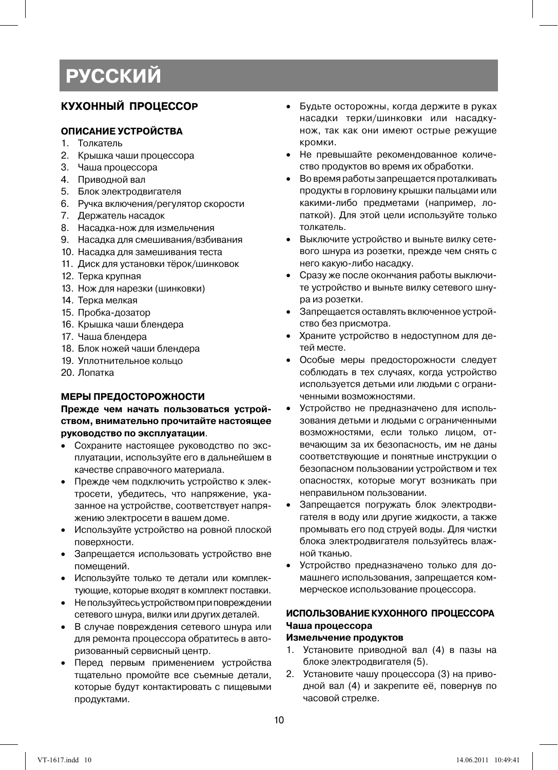# РУССКИЙ

## КУХОННЫЙ ПРОЦЕССОР

### ОПИСАНИЕ УСТРОЙСТВА

1. Толкатель
2. Крышка чаши процессора
3. Чаша процессора
4. Приводной вал
5. Блок электродвигателя
6. Ручка включения/регулятор скорости
7. Держатель насадок
8. Насадка-нож для измельчения
9. Насадка для смешивания/взбивания
10. Насадка для замешивания теста
11. Диск для установки тёрок/шинковок
12. Терка крупная
13. Нож для нарезки (шинковки)
14. Терка мелкая
15. Пробка-дозатор
16. Крышка чаши блендера
17. Чаша блендера
18. Блок ножей чаши блендера
19. Уплотнительное кольцо
20. Лопатка

### МЕРЫ ПРЕДОСТОРОЖНОСТИ

**Прежде чем начать пользоваться устройством, внимательно прочитайте настоящее руководство по эксплуатации**.

- Сохраните настоящее руководство по эксплуатации, используйте его в дальнейшем в качестве справочного материала.
- Прежде чем подключить устройство к электросети, убедитесь, что напряжение, указанное на устройстве, соответствует напряжению электросети в вашем доме.
- Используйте устройство на ровной плоской поверхности.
- Запрещается использовать устройство вне помещений.
- Используйте только те детали или комплектующие, которые входят в комплект поставки.
- Не пользуйтесь устройством при повреждении сетевого шнура, вилки или других деталей.
- В случае повреждения сетевого шнура или для ремонта процессора обратитесь в авторизованный сервисный центр.
- Перед первым применением устройства тщательно промойте все съемные детали, которые будут контактировать с пищевыми продуктами.
- Будьте осторожны, когда держите в руках насадки терки/шинковки или насадку-нож, так как они имеют острые режущие кромки.
- Не превышайте рекомендованное количество продуктов во время их обработки.
- Во время работы запрещается проталкивать продукты в горловину крышки пальцами или какими-либо предметами (например, лопаткой). Для этой цели используйте только толкатель.
- Выключите устройство и выньте вилку сетевого шнура из розетки, прежде чем снять с него какую-либо насадку.
- Сразу же после окончания работы выключите устройство и выньте вилку сетевого шнура из розетки.
- Запрещается оставлять включенное устройство без присмотра.
- Храните устройство в недоступном для детей месте.
- Особые меры предосторожности следует соблюдать в тех случаях, когда устройство используется детьми или людьми с ограниченными возможностями.
- Устройство не предназначено для использования детьми и людьми с ограниченными возможностями, если только лицом, отвечающим за их безопасность, им не даны соответствующие и понятные инструкции о безопасном пользовании устройством и тех опасностях, которые могут возникать при неправильном пользовании.
- Запрещается погружать блок электродвигателя в воду или другие жидкости, а также промывать его под струей воды. Для чистки блока электродвигателя пользуйтесь влажной тканью.
- Устройство предназначено только для домашнего использования, запрещается коммерческое использование процессора.

### ИСПОЛЬЗОВАНИЕ КУХОННОГО ПРОЦЕССОРА

**Чаша процессора**

**Измельчение продуктов**

1. Установите приводной вал (4) в пазы на блоке электродвигателя (5).
2. Установите чашу процессора (3) на приводной вал (4) и закрепите её, повернув по часовой стрелке.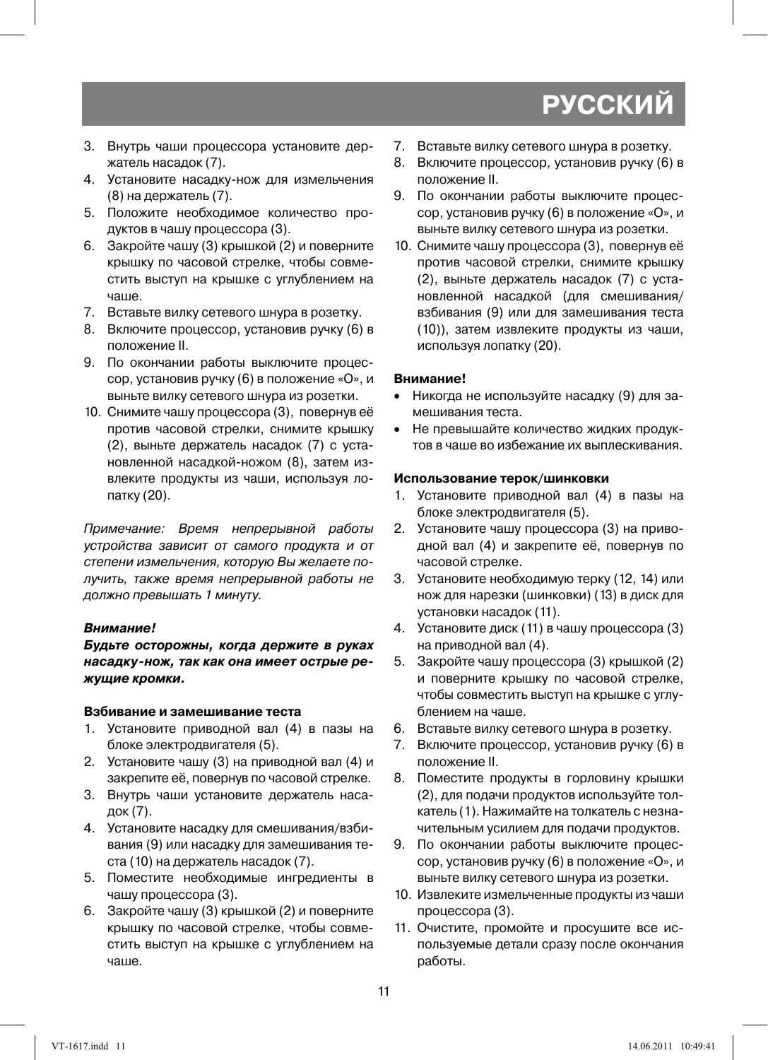3. Внутрь чаши процессора установите держатель насадок (7).
4. Установите насадку-нож для измельчения (8) на держатель (7).
5. Положите необходимое количество продуктов в чашу процессора (3).
6. Закройте чашу (3) крышкой (2) и поверните крышку по часовой стрелке, чтобы совместить выступ на крышке с углублением на чаше.
7. Вставьте вилку сетевого шнура в розетку.
8. Включите процессор, установив ручку (6) в положение II.
9. По окончании работы выключите процессор, установив ручку (6) в положение «О», и выньте вилку сетевого шнура из розетки.
10. Снимите чашу процессора (3), повернув её против часовой стрелки, снимите крышку (2), выньте держатель насадок (7) с установленной насадкой-ножом (8), затем извлеките продукты из чаши, используя лопатку (20).

*Примечание: Время непрерывной работы устройства зависит от самого продукта и от степени измельчения, которую Вы желаете получить, также время непрерывной работы не должно превышать 1 минуту.*

***Внимание!***

***Будьте осторожны, когда держите в руках насадку-нож, так как она имеет острые режущие кромки.***

**Взбивание и замешивание теста**

1. Установите приводной вал (4) в пазы на блоке электродвигателя (5).
2. Установите чашу (3) на приводной вал (4) и закрепите её, повернув по часовой стрелке.
3. Внутрь чаши установите держатель насадок (7).
4. Установите насадку для смешивания/взбивания (9) или насадку для замешивания теста (10) на держатель насадок (7).
5. Поместите необходимые ингредиенты в чашу процессора (3).
6. Закройте чашу (3) крышкой (2) и поверните крышку по часовой стрелке, чтобы совместить выступ на крышке с углублением на чаше.
7. Вставьте вилку сетевого шнура в розетку.
8. Включите процессор, установив ручку (6) в положение II.
9. По окончании работы выключите процессор, установив ручку (6) в положение «О», и выньте вилку сетевого шнура из розетки.
10. Снимите чашу процессора (3), повернув её против часовой стрелки, снимите крышку (2), выньте держатель насадок (7) с установленной насадкой (для смешивания/взбивания (9) или для замешивания теста (10)), затем извлеките продукты из чаши, используя лопатку (20).

**Внимание!**

- Никогда не используйте насадку (9) для замешивания теста.
- Не превышайте количество жидких продуктов в чаше во избежание их выплескивания.

**Использование терок/шинковки**

1. Установите приводной вал (4) в пазы на блоке электродвигателя (5).
2. Установите чашу процессора (3) на приводной вал (4) и закрепите её, повернув по часовой стрелке.
3. Установите необходимую терку (12, 14) или нож для нарезки (шинковки) (13) в диск для установки насадок (11).
4. Установите диск (11) в чашу процессора (3) на приводной вал (4).
5. Закройте чашу процессора (3) крышкой (2) и поверните крышку по часовой стрелке, чтобы совместить выступ на крышке с углублением на чаше.
6. Вставьте вилку сетевого шнура в розетку.
7. Включите процессор, установив ручку (6) в положение II.
8. Поместите продукты в горловину крышки (2), для подачи продуктов используйте толкатель (1). Нажимайте на толкатель с незначительным усилием для подачи продуктов.
9. По окончании работы выключите процессор, установив ручку (6) в положение «О», и выньте вилку сетевого шнура из розетки.
10. Извлеките измельченные продукты из чаши процессора (3).
11. Очистите, промойте и просушите все используемые детали сразу после окончания работы.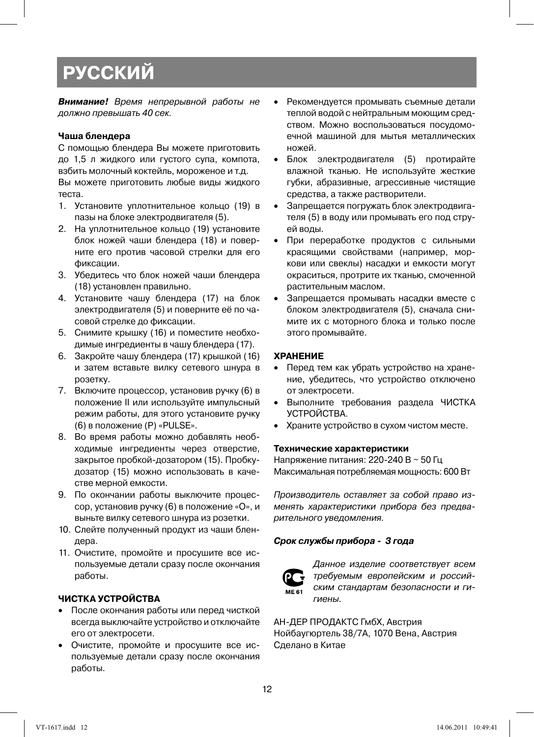# РУССКИЙ

***Внимание!*** *Время непрерывной работы не должно превышать 40 сек.*

**Чаша блендера**

С помощью блендера Вы можете приготовить до 1,5 л жидкого или густого супа, компота, взбить молочный коктейль, мороженое и т.д.

Вы можете приготовить любые виды жидкого теста.

1. Установите уплотнительное кольцо (19) в пазы на блоке электродвигателя (5).
2. На уплотнительное кольцо (19) установите блок ножей чаши блендера (18) и поверните его против часовой стрелки для его фиксации.
3. Убедитесь что блок ножей чаши блендера (18) установлен правильно.
4. Установите чашу блендера (17) на блок электродвигателя (5) и поверните её по часовой стрелке до фиксации.
5. Снимите крышку (16) и поместите необходимые ингредиенты в чашу блендера (17).
6. Закройте чашу блендера (17) крышкой (16) и затем вставьте вилку сетевого шнура в розетку.
7. Включите процессор, установив ручку (6) в положение II или используйте импульсный режим работы, для этого установите ручку (6) в положение (Р) «PULSE».
8. Во время работы можно добавлять необходимые ингредиенты через отверстие, закрытое пробкой-дозатором (15). Пробку-дозатор (15) можно использовать в качестве мерной емкости.
9. По окончании работы выключите процессор, установив ручку (6) в положение «О», и выньте вилку сетевого шнура из розетки.
10. Слейте полученный продукт из чаши блендера.
11. Очистите, промойте и просушите все используемые детали сразу после окончания работы.

**ЧИСТКА УСТРОЙСТВА**

- После окончания работы или перед чисткой всегда выключайте устройство и отключайте его от электросети.
- Очистите, промойте и просушите все используемые детали сразу после окончания работы.
- Рекомендуется промывать съемные детали теплой водой с нейтральным моющим средством. Можно воспользоваться посудомоечной машиной для мытья металлических ножей.
- Блок электродвигателя (5) протирайте влажной тканью. Не используйте жесткие губки, абразивные, агрессивные чистящие средства, а также растворители.
- Запрещается погружать блок электродвигателя (5) в воду или промывать его под струей воды.
- При переработке продуктов с сильными красящими свойствами (например, моркови или свеклы) насадки и емкости могут окраситься, протрите их тканью, смоченной растительным маслом.
- Запрещается промывать насадки вместе с блоком электродвигателя (5), сначала снимите их с моторного блока и только после этого промывайте.

**ХРАНЕНИЕ**

- Перед тем как убрать устройство на хранение, убедитесь, что устройство отключено от электросети.
- Выполните требования раздела ЧИСТКА УСТРОЙСТВА.
- Храните устройство в сухом чистом месте.

**Технические характеристики**

Напряжение питания: 220-240 В ~ 50 Гц

Максимальная потребляемая мощность: 600 Вт

*Производитель оставляет за собой право изменять характеристики прибора без предварительного уведомления.*

***Срок службы прибора - 3 года***

ME 61

*Данное изделие соответствует всем требуемым европейским и российским стандартам безопасности и гигиены.*

АН-ДЕР ПРОДАКТС ГмбХ, Австрия
Нойбаугюртель 38/7А, 1070 Вена, Австрия
Сделано в Китае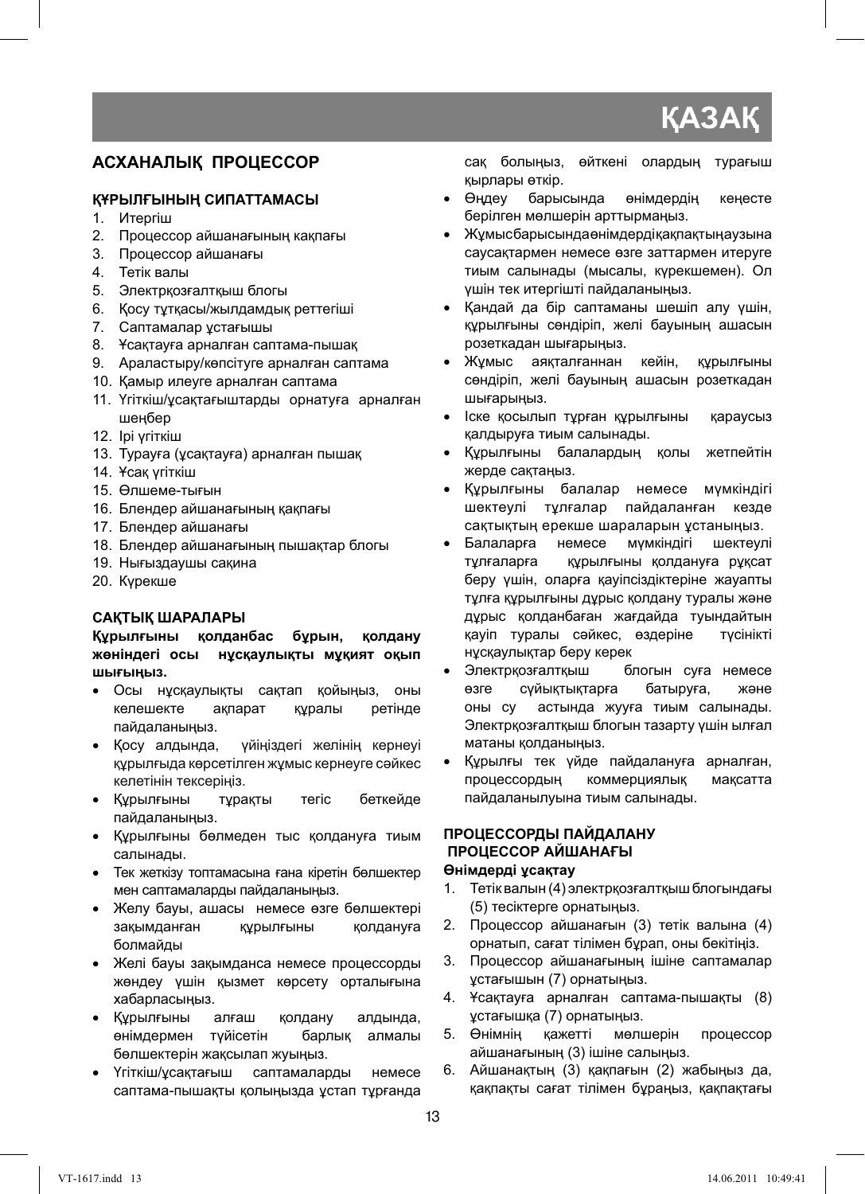# ҚАЗАҚ

## АСХАНАЛЫҚ ПРОЦЕССОР

### ҚҰРЫЛҒЫНЫҢ СИПАТТАМАСЫ

1. Итергіш
2. Процессор айшанағының қақпағы
3. Процессор айшанағы
4. Тетік валы
5. Электрқозғалтқыш блогы
6. Қосу тұтқасы/жылдамдық реттегіші
7. Саптамалар ұстағышы
8. Ұсақтауға арналған саптама-пышақ
9. Араластыру/көпсітуге арналған саптама
10. Қамыр илеуге арналған саптама
11. Үгіткіш/ұсақтағыштарды орнатуға арналған шеңбер
12. Ірі үгіткіш
13. Турауға (ұсақтауға) арналған пышақ
14. Ұсақ үгіткіш
15. Өлшеме-тығын
16. Блендер айшанағының қақпағы
17. Блендер айшанағы
18. Блендер айшанағының пышақтар блогы
19. Нығыздаушы сақина
20. Күрекше

### САҚТЫҚ ШАРАЛАРЫ

**Құрылғыны қолданбас бұрын, қолдану жөніндегі осы нұсқаулықты мұқият оқып шығыңыз.**

- Осы нұсқаулықты сақтап қойыңыз, оны келешекте ақпарат құралы ретінде пайдаланыңыз.
- Қосу алдында, үйіңіздегі желінің кернеуі құрылғыда көрсетілген жұмыс кернеуге сәйкес келетінін тексеріңіз.
- Құрылғыны тұрақты тегіс беткейде пайдаланыңыз.
- Құрылғыны бөлмеден тыс қолдануға тиым салынады.
- Тек жеткізу топтамасына ғана кіретін бөлшектер мен саптамаларды пайдаланыңыз.
- Желу бауы, ашасы немесе өзге бөлшектері зақымданған құрылғыны қолдануға болмайды
- Желі бауы зақымданса немесе процессорды жөндеу үшін қызмет көрсету орталығына хабарласыңыз.
- Құрылғыны алғаш қолдану алдында, өнімдермен түйісетін барлық алмалы бөлшектерін жақсылап жуыңыз.
- Үгіткіш/ұсақтағыш саптамаларды немесе саптама-пышақты қолыңызда ұстап тұрғанда сақ болыңыз, өйткені олардың тұрағыш қырлары өткір.
- Өңдеу барысында өнімдердің кеңесте берілген мөлшерін арттырмаңыз.
- Жұмысбарысындаөнімдердіқақпақтыңаузына саусақтармен немесе өзге заттармен итеруге тиым салынады (мысалы, күрекшемен). Ол үшін тек итергішті пайдаланыңыз.
- Қандай да бір саптаманы шешіп алу үшін, құрылғыны сөндіріп, желі бауының ашасын розеткадан шығарыңыз.
- Жұмыс аяқталғаннан кейін, құрылғыны сөндіріп, желі бауының ашасын розеткадан шығарыңыз.
- Іске қосылып тұрған құрылғыны қараусыз қалдыруға тиым салынады.
- Құрылғыны балалардың қолы жетпейтін жерде сақтаңыз.
- Құрылғыны балалар немесе мүмкіндігі шектеулі тұлғалар пайдаланған кезде сақтықтың ерекше шараларын ұстаныңыз.
- Балаларға немесе мүмкіндігі шектеулі тұлғаларға құрылғыны қолдануға рұқсат беру үшін, оларға қауіпсіздіктеріне жауапты тұлға құрылғыны дұрыс қолдану туралы және дұрыс қолданбаған жағдайда туындайтын қауіп туралы сәйкес, өздеріне түсінікті нұсқаулықтар беру керек
- Электрқозғалтқыш блогын суға немесе өзге сұйықтықтарға батыруға, және оны су астында жууға тиым салынады. Электрқозғалтқыш блогын тазарту үшін ылғал матаны қолданыңыз.
- Құрылғы тек үйде пайдалануға арналған, процессордың коммерциялық мақсатта пайдаланылуына тиым салынады.

### ПРОЦЕССОРДЫ ПАЙДАЛАНУ

### ПРОЦЕССОР АЙШАНАҒЫ

**Өнімдерді ұсақтау**

1. Тетік валын (4) электрқозғалтқыш блогындағы (5) тесіктерге орнатыңыз.
2. Процессор айшанағын (3) тетік валына (4) орнатып, сағат тілімен бұрап, оны бекітіңіз.
3. Процессор айшанағының ішіне саптамалар ұстағышын (7) орнатыңыз.
4. Ұсақтауға арналған саптама-пышақты (8) ұстағышқа (7) орнатыңыз.
5. Өнімнің қажетті мөлшерін процессор айшанағының (3) ішіне салыңыз.
6. Айшанақтың (3) қақпағын (2) жабыңыз да, қақпақты сағат тілімен бұраңыз, қақпақтағы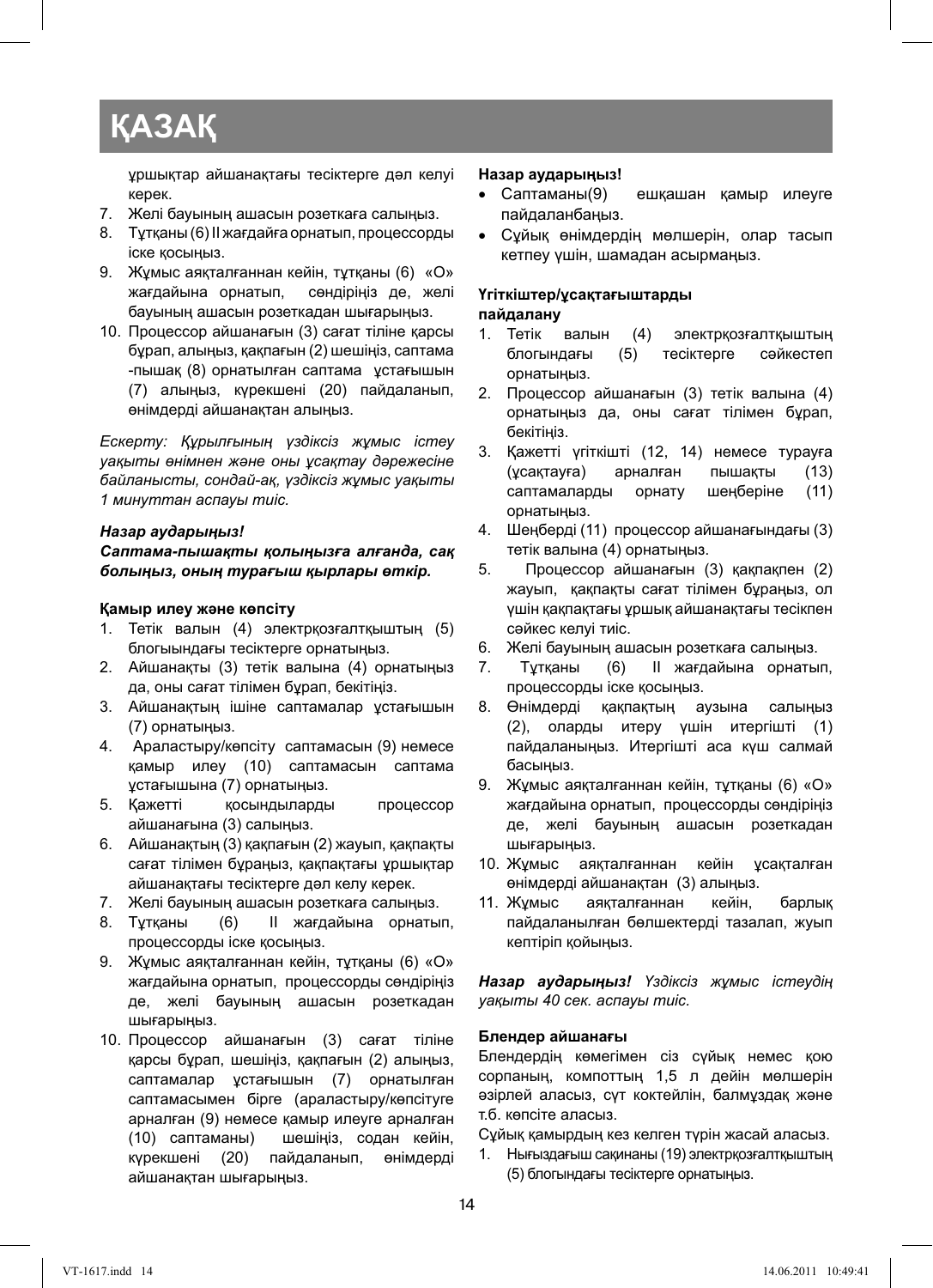# ҚАЗАҚ

ұршықтар айшанақтағы тесіктерге дәл келуі керек.

7. Желі бауының ашасын розеткаға салыңыз.
8. Тұтқаны (6) II жағдайға орнатып, процессорды іске қосыңыз.
9. Жұмыс аяқталғаннан кейін, тұтқаны (6) «О» жағдайына орнатып, сөндіріңіз де, желі бауының ашасын розеткадан шығарыңыз.
10. Процессор айшанағын (3) сағат тіліне қарсы бұрап, алыңыз, қақпағын (2) шешіңіз, саптама -пышақ (8) орнатылған саптама ұстағышын (7) алыңыз, күрекшені (20) пайдаланып, өнімдерді айшанақтан алыңыз.

*Ескерту: Құрылғының үздіксіз жұмыс істеу уақыты өнімнен және оны ұсақтау дәрежесіне байланысты, сондай-ақ, үздіксіз жұмыс уақыты 1 минуттан аспауы тиіс.*

***Назар аударыңыз!***

***Саптама-пышақты қолыңызға алғанда, сақ болыңыз, оның турағыш қырлары өткір.***

**Қамыр илеу және көпсіту**

1. Тетік валын (4) электрқозғалтқыштың (5) блогыындағы тесіктерге орнатыңыз.
2. Айшанақты (3) тетік валына (4) орнатыңыз да, оны сағат тілімен бұрап, бекітіңіз.
3. Айшанақтың ішіне саптамалар ұстағышын (7) орнатыңыз.
4. Араластыру/көпсіту саптамасын (9) немесе қамыр илеу (10) саптамасын саптама ұстағышына (7) орнатыңыз.
5. Қажетті қосындыларды процессор айшанағына (3) салыңыз.
6. Айшанақтың (3) қақпағын (2) жауып, қақпақты сағат тілімен бұраңыз, қақпақтағы ұршықтар айшанақтағы тесіктерге дәл келу керек.
7. Желі бауының ашасын розеткаға салыңыз.
8. Тұтқаны (6) II жағдайына орнатып, процессорды іске қосыңыз.
9. Жұмыс аяқталғаннан кейін, тұтқаны (6) «О» жағдайына орнатып, процессорды сөндіріңіз де, желі бауының ашасын розеткадан шығарыңыз.
10. Процессор айшанағын (3) сағат тіліне қарсы бұрап, шешіңіз, қақпағын (2) алыңыз, саптамалар ұстағышын (7) орнатылған саптамасымен бірге (араластыру/көпсітуге арналған (9) немесе қамыр илеуге арналған (10) саптаманы) шешіңіз, содан кейін, күрекшені (20) пайдаланып, өнімдерді айшанақтан шығарыңыз.

**Назар аударыңыз!**

- Саптаманы(9) ешқашан қамыр илеуге пайдаланбаңыз.
- Сұйық өнімдердің мөлшерін, олар тасып кетпеу үшін, шамадан асырмаңыз.

**Үгіткіштер/ұсақтағыштарды пайдалану**

1. Тетік валын (4) электрқозғалтқыштың блогындағы (5) тесіктерге сәйкестеп орнатыңыз.
2. Процессор айшанағын (3) тетік валына (4) орнатыңыз да, оны сағат тілімен бұрап, бекітіңіз.
3. Қажетті үгіткішті (12, 14) немесе турауға (ұсақтауға) арналған пышақты (13) саптамаларды орнату шеңберіне (11) орнатыңыз.
4. Шеңберді (11) процессор айшанағындағы (3) тетік валына (4) орнатыңыз.
5. Процессор айшанағын (3) қақпақпен (2) жауып, қақпақты сағат тілімен бұраңыз, ол үшін қақпақтағы ұршық айшанақтағы тесікпен сәйкес келуі тиіс.
6. Желі бауының ашасын розеткаға салыңыз.
7. Тұтқаны (6) II жағдайына орнатып, процессорды іске қосыңыз.
8. Өнімдерді қақпақтың аузына салыңыз (2), оларды итеру үшін итергішті (1) пайдаланыңыз. Итергішті аса күш салмай басыңыз.
9. Жұмыс аяқталғаннан кейін, тұтқаны (6) «О» жағдайына орнатып, процессорды сөндіріңіз де, желі бауының ашасын розеткадан шығарыңыз.
10. Жұмыс аяқталғаннан кейін ұсақталған өнімдерді айшанақтан (3) алыңыз.
11. Жұмыс аяқталғаннан кейін, барлық пайдаланылған бөлшектерді тазалап, жуып кептіріп қойыңыз.

***Назар аударыңыз!*** *Үздіксіз жұмыс істеудің уақыты 40 сек. аспауы тиіс.*

**Блендер айшанағы**

Блендердің көмегімен сіз сұйық немес қою сорпаның, компоттың 1,5 л дейін мөлшерін әзірлей аласыз, сүт коктейлін, балмұздақ және т.б. көпсіте аласыз.

Сұйық қамырдың кез келген түрін жасай аласыз.

1. Нығыздағыш сақинаны (19) электрқозғалтқыштың (5) блогындағы тесіктерге орнатыңыз.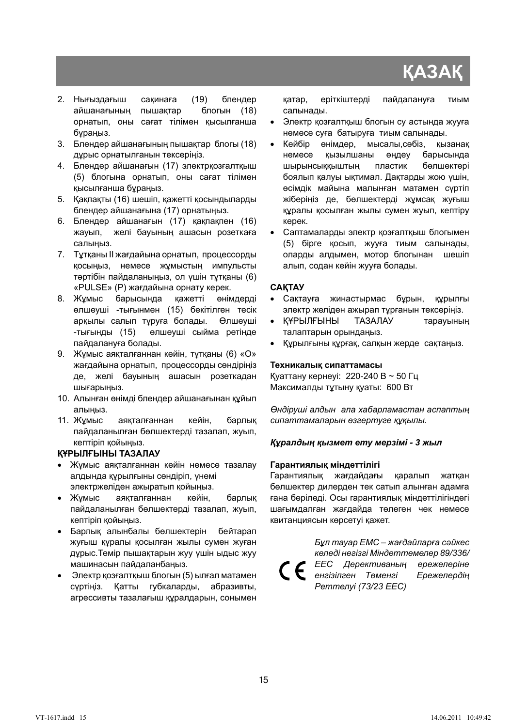# ҚАЗАҚ

2. Нығыздағыш сақинаға (19) блендер айшанағының пышақтар блогын (18) орнатып, оны сағат тілімен қысылғанша бұраңыз.
3. Блендер айшанағының пышақтар блогы (18) дұрыс орнатылғанын тексеріңіз.
4. Блендер айшанағын (17) электрқозғалтқыш (5) блогына орнатып, оны сағат тілімен қысылғанша бұраңыз.
5. Қақпақты (16) шешіп, қажетті қосындыларды блендер айшанағына (17) орнатыңыз.
6. Блендер айшанағын (17) қақпақпен (16) жауып, желі бауының ашасын розеткаға салыңыз.
7. Тұтқаны II жағдайына орнатып, процессорды қосыңыз, немесе жұмыстың импульсти тәртібін пайдаланыңыз, ол үшін тұтқаны (6) «PULSE» (P) жағдайына орнату керек.
8. Жұмыс барысында қажетті өнімдерді өлшеуіш -тығынмен (15) бекітілген тесік арқылы салып тұруға болады. Өлшеуіш -тығынды (15) өлшеуіш сыйма ретінде пайдалануға болады.
9. Жұмыс аяқталғаннан кейін, тұтқаны (6) «O» жағдайына орнатып, процессорды сөндіріңіз де, желі бауының ашасын розеткадан шығарыңыз.
10. Алынған өнімді блендер айшанағынан құйып алыңыз.
11. Жұмыс аяқталғаннан кейін, барлық пайдаланылған бөлшектерді тазалап, жуып, кептіріп қойыңыз.

**ҚҰРЫЛҒЫНЫ ТАЗАЛАУ**

- Жұмыс аяқталғаннан кейін немесе тазалау алдында құрылғыны сөндіріп, үнемі электржеліден ажыратып қойыңыз.
- Жұмыс аяқталғаннан кейін, барлық пайдаланылған бөлшектерді тазалап, жуып, кептіріп қойыңыз.
- Барлық алынбалы бөлшектерін бейтарап жуғыш құралы қосылған жылы сумен жуған дұрыс.Темір пышақтарын жуу үшін ыдыс жуу машинасын пайдаланбаңыз.
- Электр қозғалтқыш блогын (5) ылғал матамен сүртіңіз. Қатты губкаларды, абразивты, агрессивты тазалағыш құралдарын, сонымен қатар, еріткіштерді пайдалануға тиым салынады.
- Электр қозғалтқыш блогын су астында жууға немесе суға батыруға тиым салынады.
- Кейбір өнімдер, мысалы,сәбіз, қызанақ немесе қызылшаны өңдеу барысында шырынсыққыштың пластик бөлшектері боялып қалуы ықтимал. Дақтарды жою үшін, өсімдік майына малынған матамен сүртіп жіберіңіз де, бөлшектерді жұмсақ жуғыш құралы қосылған жылы сумен жуып, кептіру керек.
- Саптамаларды электр қозғалтқыш блогымен (5) бірге қосып, жууға тиым салынады, оларды алдымен, мотор блогынан шешіп алып, содан кейін жууға болады.

**САҚТАУ**

- Сақтауға жинастырмас бұрын, құрылғы электр желіден ажырап тұрғанын тексеріңіз.
- ҚҰРЫЛҒЫНЫ ТАЗАЛАУ тарауының талаптарын орындаңыз.
- Құрылғыны құрғақ, салқын жерде сақтаңыз.

**Техникалық сипаттамасы**

Қуаттану кернеуі: 220-240 В ~ 50 Гц
Максималды тұтыну қуаты: 600 Вт

*Өндіруші алдын ала хабарламастан аспаптың сипаттамаларын өзгертуге құқылы.*

***Құралдың қызмет ету мерзімі - 3 жыл***

**Гарантиялық міндеттілігі**

Гарантиялық жағдайдағы қаралып жатқан бөлшектер дилерден тек сатып алынған адамға ғана беріледі. Осы гарантиялық міндеттілігіндегі шағымдалған жағдайда төлеген чек немесе квитанциясын көрсетуі қажет.

CE *Бұл тауар ЕМС – жағдайларға сәйкес келеді негізгі Міндеттемелер 89/336/ЕЕС Дерективаның ережелеріне енгізілген Төменгі Ережелердің Реттелуі (73/23 ЕЕС)*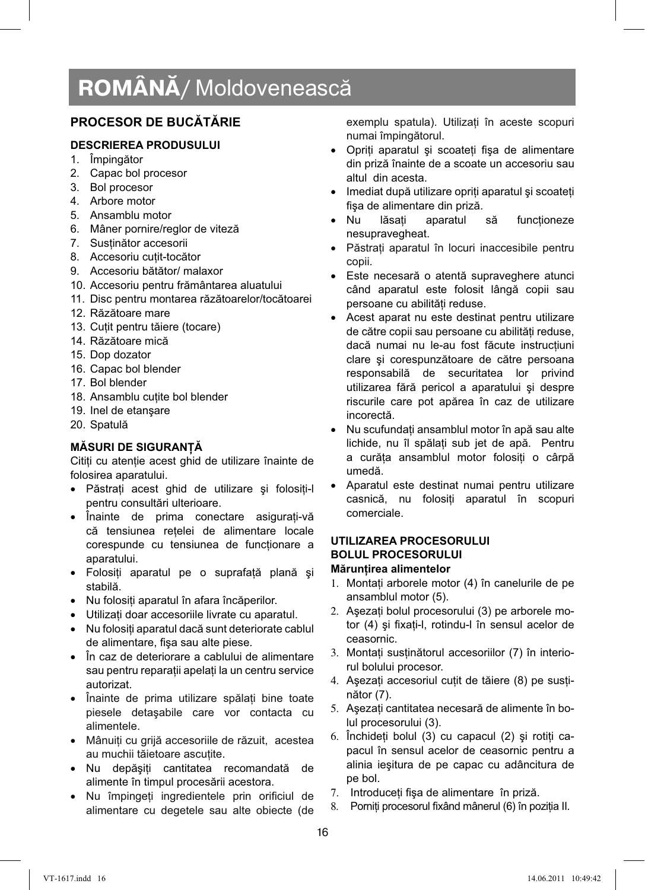# ROMÂNĂ/ Moldovenească

## PROCESOR DE BUCĂTĂRIE

### DESCRIEREA PRODUSULUI

1. Împingător
2. Capac bol procesor
3. Bol procesor
4. Arbore motor
5. Ansamblu motor
6. Mâner pornire/reglor de viteză
7. Susţinător accesorii
8. Accesoriu cuţit-tocător
9. Accesoriu bătător/ malaxor
10. Accesoriu pentru frământarea aluatului
11. Disc pentru montarea răzătoarelor/tocătoarei
12. Răzătoare mare
13. Cuţit pentru tăiere (tocare)
14. Răzătoare mică
15. Dop dozator
16. Capac bol blender
17. Bol blender
18. Ansamblu cuţite bol blender
19. Inel de etanşare
20. Spatulă

### MĂSURI DE SIGURANŢĂ

Citiţi cu atenţie acest ghid de utilizare înainte de folosirea aparatului.

- Păstraţi acest ghid de utilizare şi folosiţi-l pentru consultări ulterioare.
- Înainte de prima conectare asiguraţi-vă că tensiunea reţelei de alimentare locale corespunde cu tensiunea de funcţionare a aparatului.
- Folosiţi aparatul pe o suprafaţă plană şi stabilă.
- Nu folosiţi aparatul în afara încăperilor.
- Utilizaţi doar accesoriile livrate cu aparatul.
- Nu folosiţi aparatul dacă sunt deteriorate cablul de alimentare, fişa sau alte piese.
- În caz de deteriorare a cablului de alimentare sau pentru reparaţii apelaţi la un centru service autorizat.
- Înainte de prima utilizare spălaţi bine toate piesele detaşabile care vor contacta cu alimentele.
- Mânuiţi cu grijă accesoriile de răzuit, acestea au muchii tăietoare ascuţite.
- Nu depăşiţi cantitatea recomandată de alimente în timpul procesării acestora.
- Nu împingeţi ingredientele prin orificiul de alimentare cu degetele sau alte obiecte (de exemplu spatula). Utilizaţi în aceste scopuri numai împingătorul.
- Opriţi aparatul şi scoateţi fişa de alimentare din priză înainte de a scoate un accesoriu sau altul din acesta.
- Imediat după utilizare opriţi aparatul şi scoateţi fişa de alimentare din priză.
- Nu lăsaţi aparatul să funcţioneze nesupravegheat.
- Păstraţi aparatul în locuri inaccesibile pentru copii.
- Este necesară o atentă supraveghere atunci când aparatul este folosit lângă copii sau persoane cu abilităţi reduse.
- Acest aparat nu este destinat pentru utilizare de către copii sau persoane cu abilităţi reduse, dacă numai nu le-au fost făcute instrucţiuni clare şi corespunzătoare de către persoana responsabilă de securitatea lor privind utilizarea fără pericol a aparatului şi despre riscurile care pot apărea în caz de utilizare incorectă.
- Nu scufundaţi ansamblul motor în apă sau alte lichide, nu îl spălaţi sub jet de apă. Pentru a curăţa ansamblul motor folosiţi o cârpă umedă.
- Aparatul este destinat numai pentru utilizare casnică, nu folosiţi aparatul în scopuri comerciale.

### UTILIZAREA PROCESORULUI

### BOLUL PROCESORULUI

**Mărunţirea alimentelor**

1. Montaţi arborele motor (4) în canelurile de pe ansamblul motor (5).
2. Aşezaţi bolul procesorului (3) pe arborele motor (4) şi fixaţi-l, rotindu-l în sensul acelor de ceasornic.
3. Montaţi susţinătorul accesoriilor (7) în interiorul bolului procesor.
4. Aşezaţi accesoriul cuţit de tăiere (8) pe susţinător (7).
5. Aşezaţi cantitatea necesară de alimente în bolul procesorului (3).
6. Închideţi bolul (3) cu capacul (2) şi rotiţi capacul în sensul acelor de ceasornic pentru a alinia ieşitura de pe capac cu adâncitura de pe bol.
7. Introduceţi fişa de alimentare în priză.
8. Porniţi procesorul fixând mânerul (6) în poziţia II.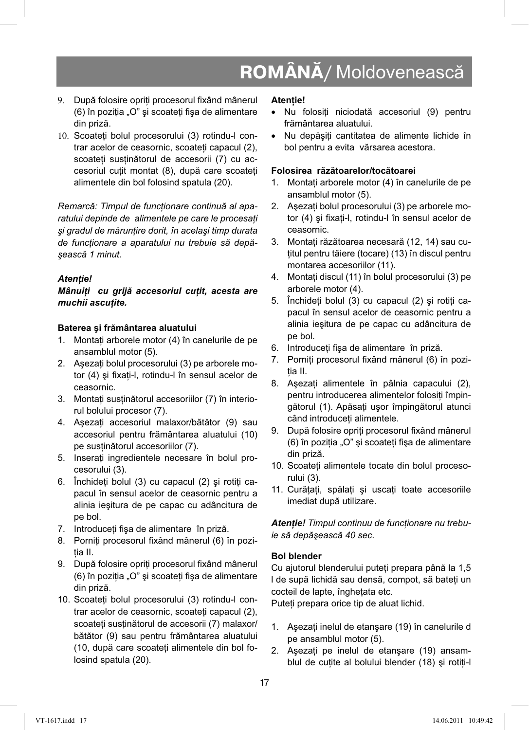9. După folosire opriți procesorul fixând mânerul (6) în poziția „O" şi scoateți fişa de alimentare din priză.
10. Scoateți bolul procesorului (3) rotindu-l contrar acelor de ceasornic, scoateți capacul (2), scoateți susținătorul de accesorii (7) cu accesoriul cuțit montat (8), după care scoateți alimentele din bol folosind spatula (20).

*Remarcă: Timpul de funcționare continuă al aparatului depinde de alimentele pe care le procesați şi gradul de mărunțire dorit, în acelaşi timp durata de funcționare a aparatului nu trebuie să depăşească 1 minut.*

***Atenție!***

***Mânuiți cu grijă accesoriul cuțit, acesta are muchii ascuțite.***

**Baterea şi frământarea aluatului**

1. Montați arborele motor (4) în canelurile de pe ansamblul motor (5).
2. Aşezați bolul procesorului (3) pe arborele motor (4) şi fixați-l, rotindu-l în sensul acelor de ceasornic.
3. Montați susținătorul accesoriilor (7) în interiorul bolului procesor (7).
4. Aşezați accesoriul malaxor/bătător (9) sau accesoriul pentru frământarea aluatului (10) pe susținătorul accesoriilor (7).
5. Inserați ingredientele necesare în bolul procesorului (3).
6. Închideți bolul (3) cu capacul (2) şi rotiți capacul în sensul acelor de ceasornic pentru a alinia ieşitura de pe capac cu adâncitura de pe bol.
7. Introduceți fişa de alimentare în priză.
8. Porniți procesorul fixând mânerul (6) în poziția II.
9. După folosire opriți procesorul fixând mânerul (6) în poziția „O" şi scoateți fişa de alimentare din priză.
10. Scoateți bolul procesorului (3) rotindu-l contrar acelor de ceasornic, scoateți capacul (2), scoateți susținătorul de accesorii (7) malaxor/bătător (9) sau pentru frământarea aluatului (10, după care scoateți alimentele din bol folosind spatula (20).

**Atenție!**

- Nu folosiți niciodată accesoriul (9) pentru frământarea aluatului.
- Nu depăşiți cantitatea de alimente lichide în bol pentru a evita vărsarea acestora.

**Folosirea răzătoarelor/tocătoarei**

1. Montați arborele motor (4) în canelurile de pe ansamblul motor (5).
2. Aşezați bolul procesorului (3) pe arborele motor (4) şi fixați-l, rotindu-l în sensul acelor de ceasornic.
3. Montați răzătoarea necesară (12, 14) sau cuțitul pentru tăiere (tocare) (13) în discul pentru montarea accesoriilor (11).
4. Montați discul (11) în bolul procesorului (3) pe arborele motor (4).
5. Închideți bolul (3) cu capacul (2) şi rotiți capacul în sensul acelor de ceasornic pentru a alinia ieşitura de pe capac cu adâncitura de pe bol.
6. Introduceți fişa de alimentare în priză.
7. Porniți procesorul fixând mânerul (6) în poziția II.
8. Aşezați alimentele în pâlnia capacului (2), pentru introducerea alimentelor folosiți împingătorul (1). Apăsați uşor împingătorul atunci când introduceți alimentele.
9. După folosire opriți procesorul fixând mânerul (6) în poziția „O" şi scoateți fişa de alimentare din priză.
10. Scoateți alimentele tocate din bolul procesorului (3).
11. Curățați, spălați şi uscați toate accesoriile imediat după utilizare.

***Atenție!*** *Timpul continuu de funcționare nu trebuie să depăşească 40 sec.*

**Bol blender**

Cu ajutorul blenderului puteți prepara până la 1,5 l de supă lichidă sau densă, compot, să bateți un cocteil de lapte, înghețata etc.
Puteți prepara orice tip de aluat lichid.

1. Aşezați inelul de etanşare (19) în canelurile d pe ansamblul motor (5).
2. Aşezați pe inelul de etanşare (19) ansamblul de cuțite al bolului blender (18) şi rotiți-l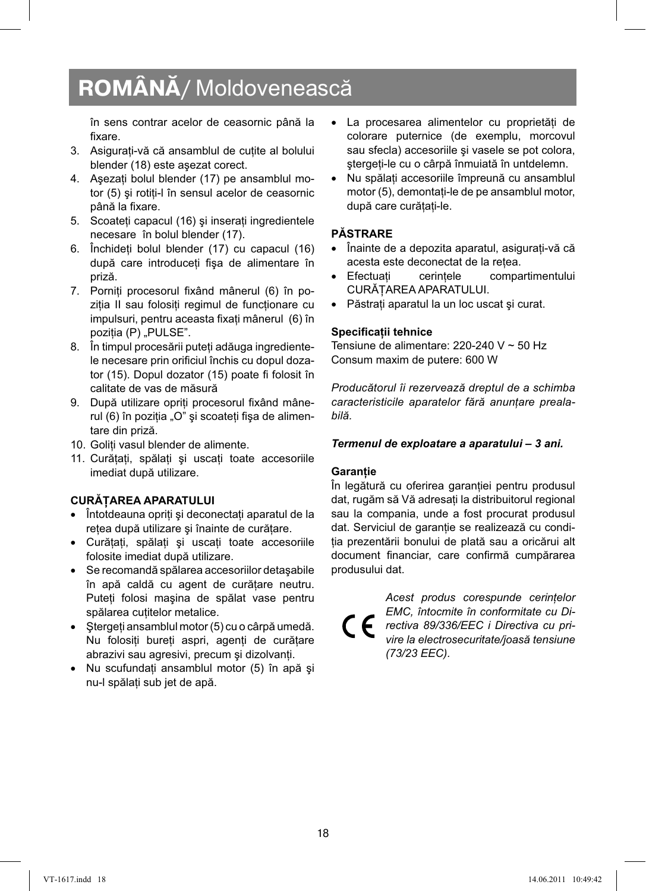# ROMÂNĂ/ Moldovenească

în sens contrar acelor de ceasornic până la fixare.

3. Asiguraţi-vă că ansamblul de cuţite al bolului blender (18) este aşezat corect.
4. Aşezaţi bolul blender (17) pe ansamblul motor (5) şi rotiţi-l în sensul acelor de ceasornic până la fixare.
5. Scoateţi capacul (16) şi inseraţi ingredientele necesare în bolul blender (17).
6. Închideţi bolul blender (17) cu capacul (16) după care introduceţi fişa de alimentare în priză.
7. Porniţi procesorul fixând mânerul (6) în poziţia II sau folosiţi regimul de funcţionare cu impulsuri, pentru aceasta fixaţi mânerul (6) în poziţia (P) „PULSE".
8. În timpul procesării puteţi adăuga ingredientele necesare prin orificiul închis cu dopul dozator (15). Dopul dozator (15) poate fi folosit în calitate de vas de măsură
9. După utilizare opriţi procesorul fixând mânerul (6) în poziţia „O" şi scoateţi fişa de alimentare din priză.
10. Goliţi vasul blender de alimente.
11. Curăţaţi, spălaţi şi uscaţi toate accesoriile imediat după utilizare.

**CURĂŢAREA APARATULUI**

- Întotdeauna opriţi şi deconectaţi aparatul de la reţea după utilizare şi înainte de curăţare.
- Curăţaţi, spălaţi şi uscaţi toate accesoriile folosite imediat după utilizare.
- Se recomandă spălarea accesoriilor detaşabile în apă caldă cu agent de curăţare neutru. Puteţi folosi maşina de spălat vase pentru spălarea cuţitelor metalice.
- Ştergeţi ansamblul motor (5) cu o cârpă umedă. Nu folosiţi bureţi aspri, agenţi de curăţare abrazivi sau agresivi, precum şi dizolvanţi.
- Nu scufundaţi ansamblul motor (5) în apă şi nu-l spălaţi sub jet de apă.
- La procesarea alimentelor cu proprietăţi de colorare puternice (de exemplu, morcovul sau sfecla) accesoriile şi vasele se pot colora, ştergeţi-le cu o cârpă înmuiată în untdelemn.
- Nu spălaţi accesoriile împreună cu ansamblul motor (5), demontaţi-le de pe ansamblul motor, după care curăţaţi-le.

**PĂSTRARE**

- Înainte de a depozita aparatul, asiguraţi-vă că acesta este deconectat de la reţea.
- Efectuaţi cerinţele compartimentului CURĂŢAREA APARATULUI.
- Păstraţi aparatul la un loc uscat şi curat.

**Specificaţii tehnice**

Tensiune de alimentare: 220-240 V ~ 50 Hz
Consum maxim de putere: 600 W

*Producătorul îi rezervează dreptul de a schimba caracteristicile aparatelor fără anunţare prealabilă.*

***Termenul de exploatare a aparatului – 3 ani.***

**Garanţie**

În legătură cu oferirea garanţiei pentru produsul dat, rugăm să Vă adresaţi la distribuitorul regional sau la compania, unde a fost procurat produsul dat. Serviciul de garanţie se realizează cu condiţia prezentării bonului de plată sau a oricărui alt document financiar, care confirmă cumpărarea produsului dat.

CE *Acest produs corespunde cerinţelor EMC, întocmite în conformitate cu Directiva 89/336/EEC i Directiva cu privire la electrosecuritate/joasă tensiune (73/23 EEC).*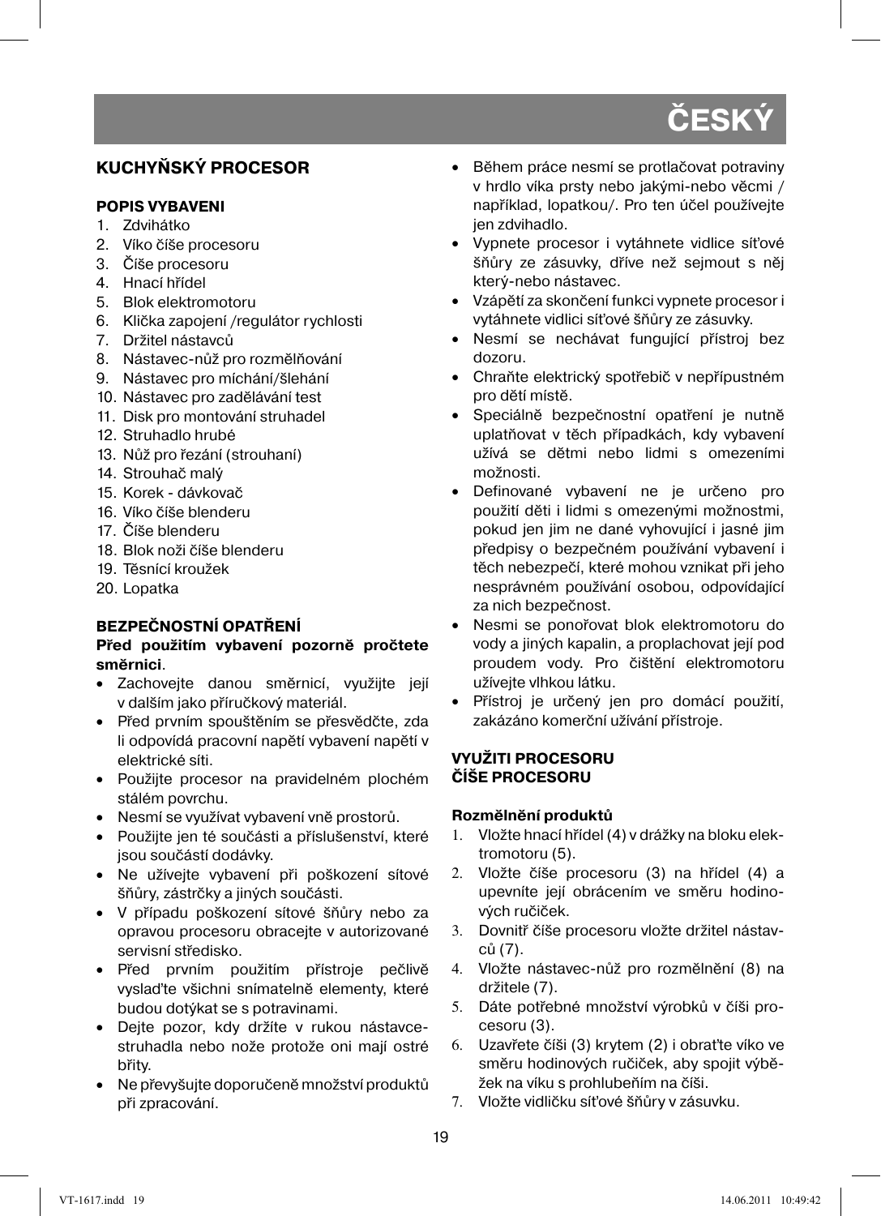# ČESKÝ

## KUCHYŇSKÝ PROCESOR

### POPIS VYBAVENI

1. Zdvihátko
2. Víko číše procesoru
3. Číše procesoru
4. Hnací hřídel
5. Blok elektromotoru
6. Klička zapojení /regulátor rychlosti
7. Držitel nástavců
8. Nástavec-nůž pro rozmělňování
9. Nástavec pro míchání/šlehání
10. Nástavec pro zadělávání test
11. Disk pro montování struhadel
12. Struhadlo hrubé
13. Nůž pro řezání (strouhaní)
14. Strouhač malý
15. Korek - dávkovač
16. Víko číše blenderu
17. Číše blenderu
18. Blok noži číše blenderu
19. Těsnící kroužek
20. Lopatka

### BEZPEČNOSTNÍ OPATŘENÍ

**Před použitím vybavení pozorně pročtete směrnici**.

- Zachovejte danou směrnicí, využijte její v dalším jako příručkový materiál.
- Před prvním spouštěním se přesvědčte, zda li odpovídá pracovní napětí vybavení napětí v elektrické síti.
- Použijte procesor na pravidelném plochém stálém povrchu.
- Nesmí se využívat vybavení vně prostorů.
- Použijte jen té součásti a příslušenství, které jsou součástí dodávky.
- Ne užívejte vybavení při poškození sítové šňůry, zástrčky a jiných součásti.
- V případu poškození sítové šňůry nebo za opravou procesoru obracejte v autorizované servisní středisko.
- Před prvním použitím přístroje pečlivě vyslaďte všichni snímatelně elementy, které budou dotýkat se s potravinami.
- Dejte pozor, kdy držíte v rukou nástavce-struhadla nebo nože protože oni mají ostré břity.
- Ne převyšujte doporučeně množství produktů při zpracování.
- Během práce nesmí se protlačovat potraviny v hrdlo víka prsty nebo jakými-nebo věcmi / například, lopatkou/. Pro ten účel používejte jen zdvihadlo.
- Vypnete procesor i vytáhnete vidlice síťové šňůry ze zásuvky, dříve než sejmout s něj který-nebo nástavec.
- Vzápětí za skončení funkci vypnete procesor i vytáhnete vidlici síťové šňůry ze zásuvky.
- Nesmí se nechávat fungující přístroj bez dozoru.
- Chraňte elektrický spotřebič v nepřípustném pro dětí místě.
- Speciálně bezpečnostní opatření je nutně uplatňovat v těch případkách, kdy vybavení užívá se dětmi nebo lidmi s omezeními možnosti.
- Definované vybavení ne je určeno pro použití děti i lidmi s omezenými možnostmi, pokud jen jim ne dané vyhovující i jasné jim předpisy o bezpečném používání vybavení i těch nebezpečí, které mohou vznikat při jeho nesprávném používání osobou, odpovídající za nich bezpečnost.
- Nesmi se ponořovat blok elektromotoru do vody a jiných kapalin, a proplachovat její pod proudem vody. Pro čištění elektromotoru užívejte vlhkou látku.
- Přístroj je určený jen pro domácí použití, zakázáno komerční užívání přístroje.

### VYUŽITI PROCESORU
### ČÍŠE PROCESORU

**Rozmělnění produktů**

1. Vložte hnací hřídel (4) v drážky na bloku elektromotoru (5).
2. Vložte číše procesoru (3) na hřídel (4) a upevníte její obrácením ve směru hodinových ručiček.
3. Dovnitř číše procesoru vložte držitel nástavců (7).
4. Vložte nástavec-nůž pro rozmělnění (8) na držitele (7).
5. Dáte potřebné množství výrobků v číši procesoru (3).
6. Uzavřete číši (3) krytem (2) i obraťte víko ve směru hodinových ručiček, aby spojit výběžek na víku s prohlubeňím na číši.
7. Vložte vidličku síťové šňůry v zásuvku.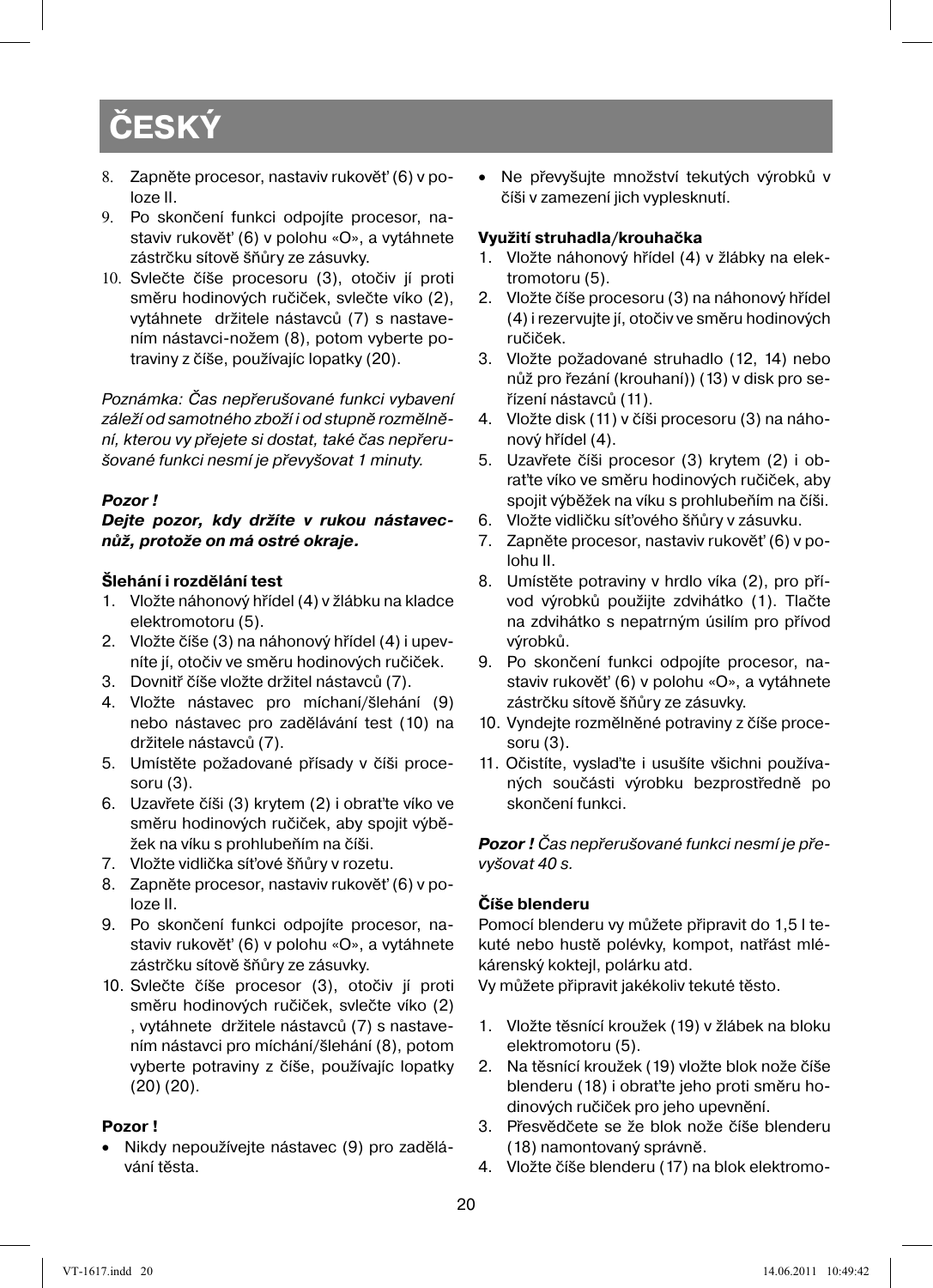# ČESKÝ

8. Zapněte procesor, nastaviv rukovět' (6) v poloze II.
9. Po skončení funkci odpojíte procesor, nastaviv rukovět' (6) v polohu «O», a vytáhnete zástrčku sítově šňůry ze zásuvky.
10. Svlečte číše procesoru (3), otočiv jí proti směru hodinových ručiček, svlečte víko (2), vytáhnete držitele nástavců (7) s nastavením nástavci-nožem (8), potom vyberte potraviny z číše, používajíc lopatky (20).

*Poznámka: Čas nepřerušované funkci vybavení záleží od samotného zboží i od stupně rozmělnění, kterou vy přejete si dostat, také čas nepřerušované funkci nesmí je převyšovat 1 minuty.*

***Pozor !***

***Dejte pozor, kdy držíte v rukou nástavecnůž, protože on má ostré okraje.***

**Šlehání i rozdělání test**

1. Vložte náhonový hřídel (4) v žlábku na kladce elektromotoru (5).
2. Vložte číše (3) na náhonový hřídel (4) i upevníte jí, otočiv ve směru hodinových ručiček.
3. Dovnitř číše vložte držitel nástavců (7).
4. Vložte nástavec pro míchaní/šlehání (9) nebo nástavec pro zadělávání test (10) na držitele nástavců (7).
5. Umístěte požadované přísady v číši procesoru (3).
6. Uzavřete číši (3) krytem (2) i obrat'te víko ve směru hodinových ručiček, aby spojit výběžek na víku s prohlubeňím na číši.
7. Vložte vidlička sít'ové šňůry v rozetu.
8. Zapněte procesor, nastaviv rukovět' (6) v poloze II.
9. Po skončení funkci odpojíte procesor, nastaviv rukovět' (6) v polohu «O», a vytáhnete zástrčku sítově šňůry ze zásuvky.
10. Svlečte číše procesor (3), otočiv jí proti směru hodinových ručiček, svlečte víko (2) , vytáhnete držitele nástavců (7) s nastavením nástavci pro míchání/šlehání (8), potom vyberte potraviny z číše, používajíc lopatky (20) (20).

**Pozor !**

- Nikdy nepoužívejte nástavec (9) pro zadělávání těsta.
- Ne převyšujte množství tekutých výrobků v číši v zamezení jich vyplesknutí.

**Využití struhadla/krouhačka**

1. Vložte náhonový hřídel (4) v žlábky na elektromotoru (5).
2. Vložte číše procesoru (3) na náhonový hřídel (4) i rezervujte jí, otočiv ve směru hodinových ručiček.
3. Vložte požadované struhadlo (12, 14) nebo nůž pro řezání (krouhaní)) (13) v disk pro seřízení nástavců (11).
4. Vložte disk (11) v číši procesoru (3) na náhonový hřídel (4).
5. Uzavřete číši procesor (3) krytem (2) i obrat'te víko ve směru hodinových ručiček, aby spojit výběžek na víku s prohlubeňím na číši.
6. Vložte vidličku sít'ového šňůry v zásuvku.
7. Zapněte procesor, nastaviv rukovět' (6) v polohu II.
8. Umístěte potraviny v hrdlo víka (2), pro přívod výrobků použijte zdvihátko (1). Tlačte na zdvihátko s nepatrným úsilím pro přívod výrobků.
9. Po skončení funkci odpojíte procesor, nastaviv rukovět' (6) v polohu «O», a vytáhnete zástrčku sítově šňůry ze zásuvky.
10. Vyndejte rozmělněné potraviny z číše procesoru (3).
11. Očistíte, vyslad'te i usušíte všichni používaných součásti výrobku bezprostředně po skončení funkci.

***Pozor !*** *Čas nepřerušované funkci nesmí je převyšovat 40 s.*

**Číše blenderu**

Pomocí blenderu vy můžete připravit do 1,5 l tekuté nebo hustě polévky, kompot, natřást mlékárenský koktejl, polárku atd.
Vy můžete připravit jakékoliv tekuté těsto.

1. Vložte těsnící kroužek (19) v žlábek na bloku elektromotoru (5).
2. Na těsnící kroužek (19) vložte blok nože číše blenderu (18) i obrat'te jeho proti směru hodinových ručiček pro jeho upevnění.
3. Přesvědčete se že blok nože číše blenderu (18) namontovaný správně.
4. Vložte číše blenderu (17) na blok elektromo-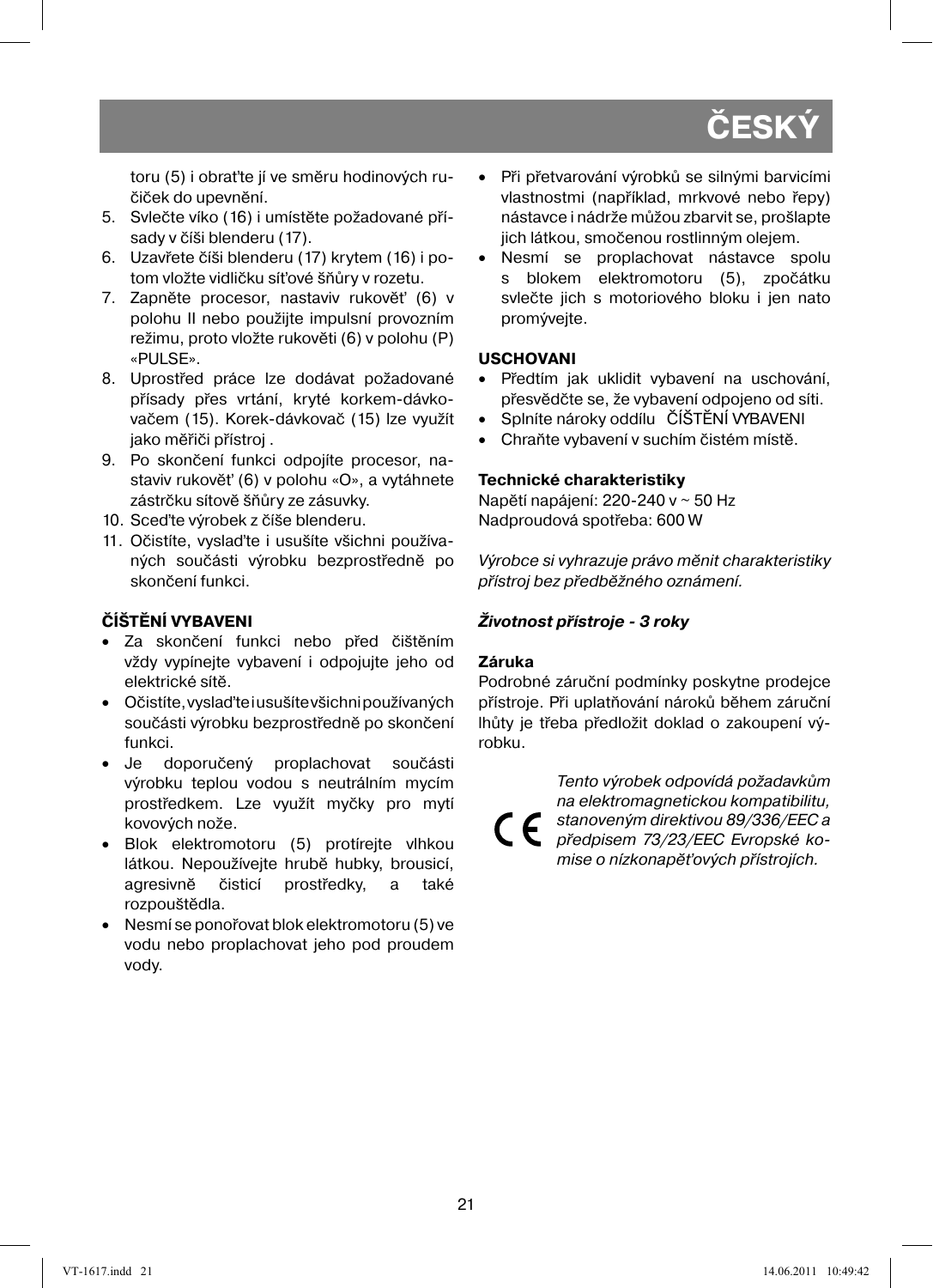toru (5) i obraťte jí ve směru hodinových ručiček do upevnění.

5. Svlečte víko (16) i umístěte požadované přísady v číši blenderu (17).
6. Uzavřete číši blenderu (17) krytem (16) i potom vložte vidličku síťové šňůry v rozetu.
7. Zapněte procesor, nastaviv rukověť (6) v polohu II nebo použijte impulsní provozním režimu, proto vložte rukověti (6) v polohu (P) «PULSE».
8. Uprostřed práce lze dodávat požadované přísady přes vrtání, kryté korkem-dávkovačem (15). Korek-dávkovač (15) lze využít jako měřiči přístroj .
9. Po skončení funkci odpojíte procesor, nastaviv rukověť (6) v polohu «O», a vytáhnete zástrčku sítově šňůry ze zásuvky.
10. Sceďte výrobek z číše blenderu.
11. Očistíte, vysla̓ďte i usušíte všichni používaných součásti výrobku bezprostředně po skončení funkci.

**ČÍŠTĚNÍ VYBAVENI**

- Za skončení funkci nebo před čištěním vždy vypínejte vybavení i odpojujte jeho od elektrické sítě.
- Očistíte, vysla̓ďte i usušíte všichni používaných součásti výrobku bezprostředně po skončení funkci.
- Je doporučený proplachovat součásti výrobku teplou vodou s neutrálním mycím prostředkem. Lze využít myčky pro mytí kovových nože.
- Blok elektromotoru (5) protírejte vlhkou látkou. Nepoužívejte hrubě hubky, brousicí, agresivně čisticí prostředky, a také rozpouštědla.
- Nesmí se ponořovat blok elektromotoru (5) ve vodu nebo proplachovat jeho pod proudem vody.
- Při přetvarování výrobků se silnými barvicími vlastnostmi (například, mrkvové nebo řepy) nástavce i nádrže můžou zbarvit se, prošlapte jich látkou, smočenou rostlinným olejem.
- Nesmí se proplachovat nástavce spolu s blokem elektromotoru (5), zpočátku svlečte jich s motoriového bloku i jen nato promývejte.

**USCHOVANI**

- Předtím jak uklidit vybavení na uschování, přesvědčte se, že vybavení odpojeno od síti.
- Splníte nároky oddílu ČÍŠTĚNÍ VYBAVENI
- Chraňte vybavení v suchím čistém místě.

**Technické charakteristiky**

Napětí napájení: 220-240 v ~ 50 Hz
Nadproudová spotřeba: 600 W

*Výrobce si vyhrazuje právo měnit charakteristiky přístroj bez předběžného oznámení.*

***Životnost přístroje - 3 roky***

**Záruka**

Podrobné záruční podmínky poskytne prodejce přístroje. Při uplatňování nároků během záruční lhůty je třeba předložit doklad o zakoupení výrobku.

CE *Tento výrobek odpovídá požadavkům na elektromagnetickou kompatibilitu, stanoveným direktivou 89/336/EEC a předpisem 73/23/EEC Evropské komise o nízkonapěťových přístrojích.*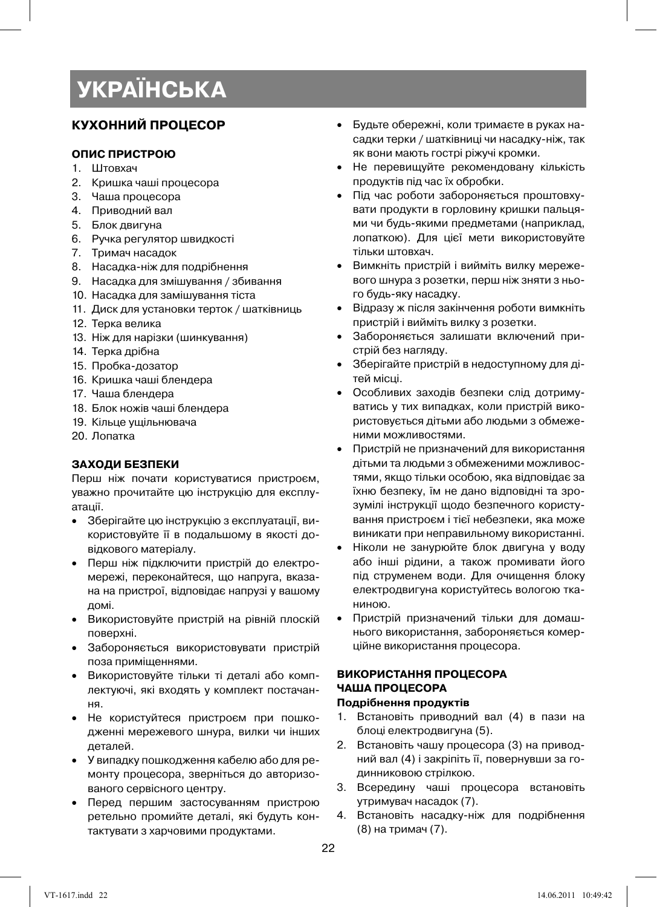# УКРАЇНСЬКА

## КУХОННИЙ ПРОЦЕСОР

### ОПИС ПРИСТРОЮ

1. Штовхач
2. Кришка чаші процесора
3. Чаша процесора
4. Приводний вал
5. Блок двигуна
6. Ручка регулятор швидкості
7. Тримач насадок
8. Насадка-ніж для подрібнення
9. Насадка для змішування / збивання
10. Насадка для замішування тіста
11. Диск для установки терток / шатківниць
12. Терка велика
13. Ніж для нарізки (шинкування)
14. Терка дрібна
15. Пробка-дозатор
16. Кришка чаші блендера
17. Чаша блендера
18. Блок ножів чаші блендера
19. Кільце ущільнювача
20. Лопатка

### ЗАХОДИ БЕЗПЕКИ

Перш ніж почати користуватися пристроєм, уважно прочитайте цю інструкцію для експлуатації.

- Зберігайте цю інструкцію з експлуатації, використовуйте її в подальшому в якості довідкового матеріалу.
- Перш ніж підключити пристрій до електромережі, переконайтеся, що напруга, вказана на пристрої, відповідає напрузі у вашому домі.
- Використовуйте пристрій на рівній плоскій поверхні.
- Забороняється використовувати пристрій поза приміщеннями.
- Використовуйте тільки ті деталі або комплектуючі, які входять у комплект постачання.
- Не користуйтеся пристроєм при пошкодженні мережевого шнура, вилки чи інших деталей.
- У випадку пошкодження кабелю або для ремонту процесора, зверніться до авторизованого сервісного центру.
- Перед першим застосуванням пристрою ретельно промийте деталі, які будуть контактувати з харчовими продуктами.
- Будьте обережні, коли тримаєте в руках насадки терки / шатківниці чи насадку-ніж, так як вони мають гострі ріжучі кромки.
- Не перевищуйте рекомендовану кількість продуктів під час їх обробки.
- Під час роботи забороняється проштовхувати продукти в горловину кришки пальцями чи будь-якими предметами (наприклад, лопаткою). Для цієї мети використовуйте тільки штовхач.
- Вимкніть пристрій і вийміть вилку мережевого шнура з розетки, перш ніж зняти з нього будь-яку насадку.
- Відразу ж після закінчення роботи вимкніть пристрій і вийміть вилку з розетки.
- Забороняється залишати включений пристрій без нагляду.
- Зберігайте пристрій в недоступному для дітей місці.
- Особливих заходів безпеки слід дотримуватись у тих випадках, коли пристрій використовується дітьми або людьми з обмеженими можливостями.
- Пристрій не призначений для використання дітьми та людьми з обмеженими можливостями, якщо тільки особою, яка відповідає за їхню безпеку, їм не дано відповідні та зрозумілі інструкції щодо безпечного користування пристроєм і тієї небезпеки, яка може виникати при неправильному використанні.
- Ніколи не занурюйте блок двигуна у воду або інші рідини, а також промивати його під струменем води. Для очищення блоку електродвигуна користуйтесь вологою тканиною.
- Пристрій призначений тільки для домашнього використання, забороняється комерційне використання процесора.

### ВИКОРИСТАННЯ ПРОЦЕСОРА

### ЧАША ПРОЦЕСОРА

**Подрібнення продуктів**

1. Встановіть приводний вал (4) в пази на блоці електродвигуна (5).
2. Встановіть чашу процесора (3) на приводний вал (4) і закріпіть її, повернувши за годинниковою стрілкою.
3. Всередину чаші процесора встановіть утримувач насадок (7).
4. Встановіть насадку-ніж для подрібнення (8) на тримач (7).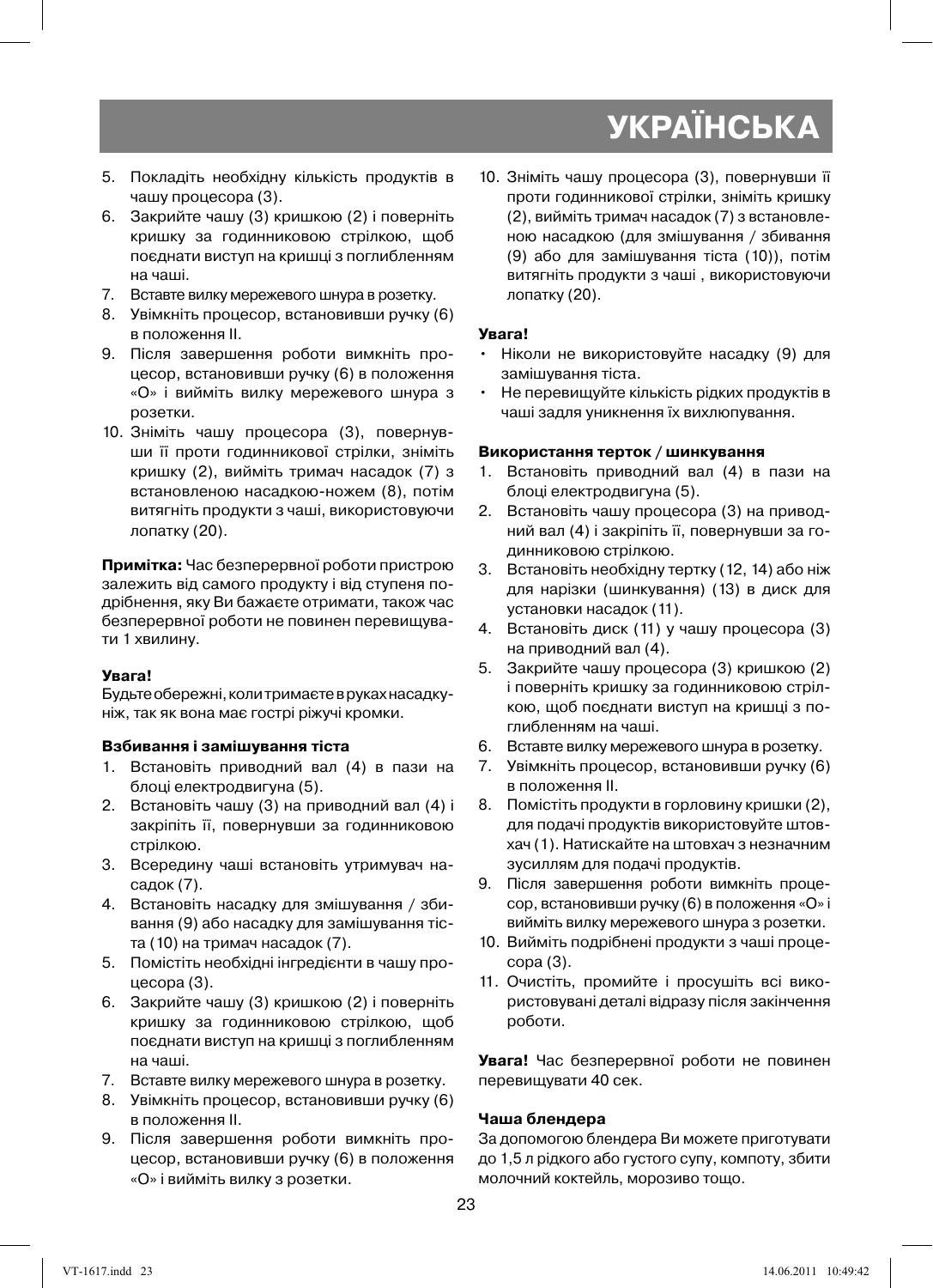5. Покладіть необхідну кількість продуктів в чашу процесора (3).
6. Закрийте чашу (3) кришкою (2) і поверніть кришку за годинниковою стрілкою, щоб поєднати виступ на кришці з поглибленням на чаші.
7. Вставте вилку мережевого шнура в розетку.
8. Увімкніть процесор, встановивши ручку (6) в положення II.
9. Після завершення роботи вимкніть процесор, встановивши ручку (6) в положення «O» і вийміть вилку мережевого шнура з розетки.
10. Зніміть чашу процесора (3), повернувши її проти годинникової стрілки, зніміть кришку (2), вийміть тримач насадок (7) з встановленою насадкою-ножем (8), потім витягніть продукти з чаші, використовуючи лопатку (20).

**Примітка:** Час безперервної роботи пристрою залежить від самого продукту і від ступеня подрібнення, яку Ви бажаєте отримати, також час безперервної роботи не повинен перевищувати 1 хвилину.

**Увага!**
Будьте обережні, коли тримаєте в руках насадку-ніж, так як вона має гострі ріжучі кромки.

**Взбивання і замішування тіста**

1. Встановіть приводний вал (4) в пази на блоці електродвигуна (5).
2. Встановіть чашу (3) на приводний вал (4) і закріпіть її, повернувши за годинниковою стрілкою.
3. Всередину чаші встановіть утримувач насадок (7).
4. Встановіть насадку для змішування / збивання (9) або насадку для замішування тіста (10) на тримач насадок (7).
5. Помістіть необхідні інгредієнти в чашу процесора (3).
6. Закрийте чашу (3) кришкою (2) і поверніть кришку за годинниковою стрілкою, щоб поєднати виступ на кришці з поглибленням на чаші.
7. Вставте вилку мережевого шнура в розетку.
8. Увімкніть процесор, встановивши ручку (6) в положення II.
9. Після завершення роботи вимкніть процесор, встановивши ручку (6) в положення «O» і вийміть вилку з розетки.
10. Зніміть чашу процесора (3), повернувши її проти годинникової стрілки, зніміть кришку (2), вийміть тримач насадок (7) з встановленою насадкою (для змішування / збивання (9) або для замішування тіста (10)), потім витягніть продукти з чаші , використовуючи лопатку (20).

**Увага!**

- Ніколи не використовуйте насадку (9) для замішування тіста.
- Не перевищуйте кількість рідких продуктів в чаші задля уникнення їх вихлюпування.

**Використання терток / шинкування**

1. Встановіть приводний вал (4) в пази на блоці електродвигуна (5).
2. Встановіть чашу процесора (3) на приводний вал (4) і закріпіть її, повернувши за годинниковою стрілкою.
3. Встановіть необхідну тертку (12, 14) або ніж для нарізки (шинкування) (13) в диск для установки насадок (11).
4. Встановіть диск (11) у чашу процесора (3) на приводний вал (4).
5. Закрийте чашу процесора (3) кришкою (2) і поверніть кришку за годинниковою стрілкою, щоб поєднати виступ на кришці з поглибленням на чаші.
6. Вставте вилку мережевого шнура в розетку.
7. Увімкніть процесор, встановивши ручку (6) в положення II.
8. Помістіть продукти в горловину кришки (2), для подачі продуктів використовуйте штовхач (1). Натискайте на штовхач з незначним зусиллям для подачі продуктів.
9. Після завершення роботи вимкніть процесор, встановивши ручку (6) в положення «O» і вийміть вилку мережевого шнура з розетки.
10. Вийміть подрібнені продукти з чаші процесора (3).
11. Очистіть, промийте і просушіть всі використовувані деталі відразу після закінчення роботи.

**Увага!** Час безперервної роботи не повинен перевищувати 40 сек.

**Чаша блендера**

За допомогою блендера Ви можете приготувати до 1,5 л рідкого або густого супу, компоту, збити молочний коктейль, морозиво тощо.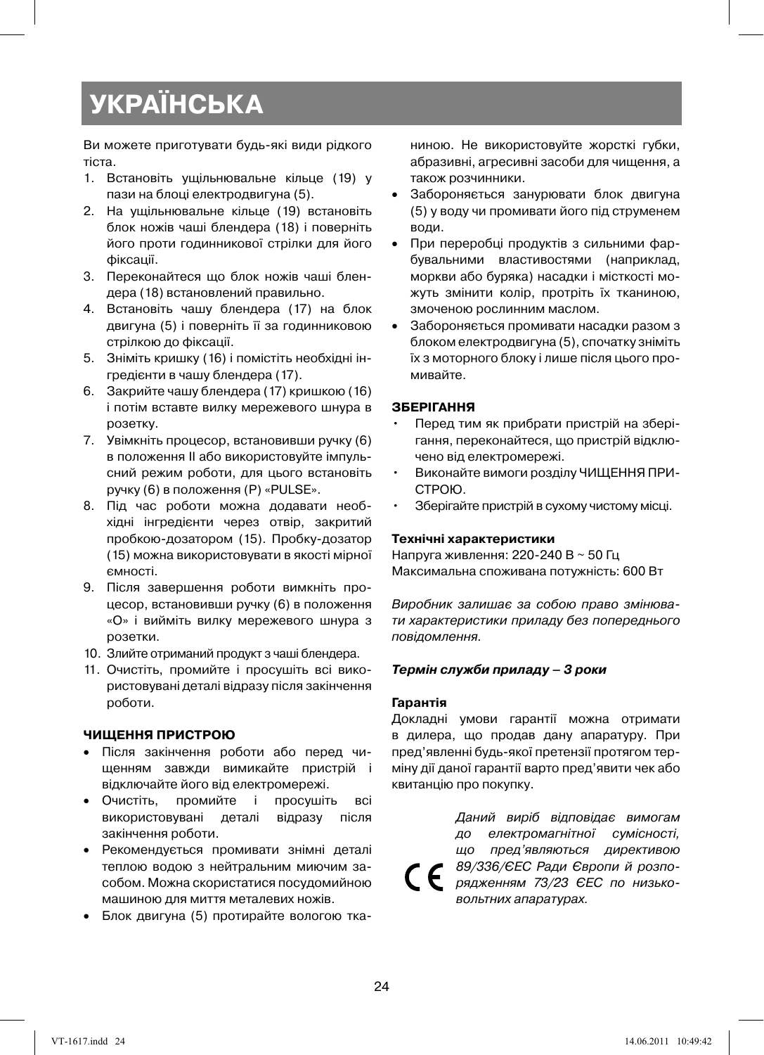# УКРАЇНСЬКА

Ви можете приготувати будь-які види рідкого тіста.

1. Встановіть ущільнювальне кільце (19) у пази на блоці електродвигуна (5).
2. На ущільнювальне кільце (19) встановіть блок ножів чаші блендера (18) і поверніть його проти годинникової стрілки для його фіксації.
3. Переконайтеся що блок ножів чаші блендера (18) встановлений правильно.
4. Встановіть чашу блендера (17) на блок двигуна (5) і поверніть її за годинниковою стрілкою до фіксації.
5. Зніміть кришку (16) і помістіть необхідні інгредієнти в чашу блендера (17).
6. Закрийте чашу блендера (17) кришкою (16) і потім вставте вилку мережевого шнура в розетку.
7. Увімкніть процесор, встановивши ручку (6) в положення II або використовуйте імпульсний режим роботи, для цього встановіть ручку (6) в положення (P) «PULSE».
8. Під час роботи можна додавати необхідні інгредієнти через отвір, закритий пробкою-дозатором (15). Пробку-дозатор (15) можна використовувати в якості мірної ємності.
9. Після завершення роботи вимкніть процесор, встановивши ручку (6) в положення «O» і вийміть вилку мережевого шнура з розетки.
10. Злийте отриманий продукт з чаші блендера.
11. Очистіть, промийте і просушіть всі використовувані деталі відразу після закінчення роботи.

**ЧИЩЕННЯ ПРИСТРОЮ**

- Після закінчення роботи або перед чищенням завжди вимикайте пристрій і відключайте його від електромережі.
- Очистіть, промийте і просушіть всі використовувані деталі відразу після закінчення роботи.
- Рекомендується промивати знімні деталі теплою водою з нейтральним миючим засобом. Можна скористатися посудомийною машиною для миття металевих ножів.
- Блок двигуна (5) протирайте вологою тканиною. Не використовуйте жорсткі губки, абразивні, агресивні засоби для чищення, а також розчинники.
- Забороняється занурювати блок двигуна (5) у воду чи промивати його під струменем води.
- При переробці продуктів з сильними фарбувальними властивостями (наприклад, моркви або буряка) насадки і місткості можуть змінити колір, протріть їх тканиною, змоченою рослинним маслом.
- Забороняється промивати насадки разом з блоком електродвигуна (5), спочатку зніміть їх з моторного блоку і лише після цього промивайте.

**ЗБЕРІГАННЯ**

- Перед тим як прибрати пристрій на зберігання, переконайтеся, що пристрій відключено від електромережі.
- Виконайте вимоги розділу ЧИЩЕННЯ ПРИСТРОЮ.
- Зберігайте пристрій в сухому чистому місці.

**Технічні характеристики**

Напруга живлення: 220-240 В ~ 50 Гц
Максимальна споживана потужність: 600 Вт

*Виробник залишає за собою право змінювати характеристики приладу без попереднього повідомлення.*

***Термін служби приладу – 3 роки***

**Гарантія**

Докладні умови гарантії можна отримати в дилера, що продав дану апаратуру. При пред'явленні будь-якої претензії протягом терміну дії даної гарантії варто пред'явити чек або квитанцію про покупку.

CE *Даний виріб відповідає вимогам до електромагнітної сумісності, що пред'являються директивою 89/336/ЄЕС Ради Європи й розпорядженням 73/23 ЄЕС по низьковольтних апаратурах.*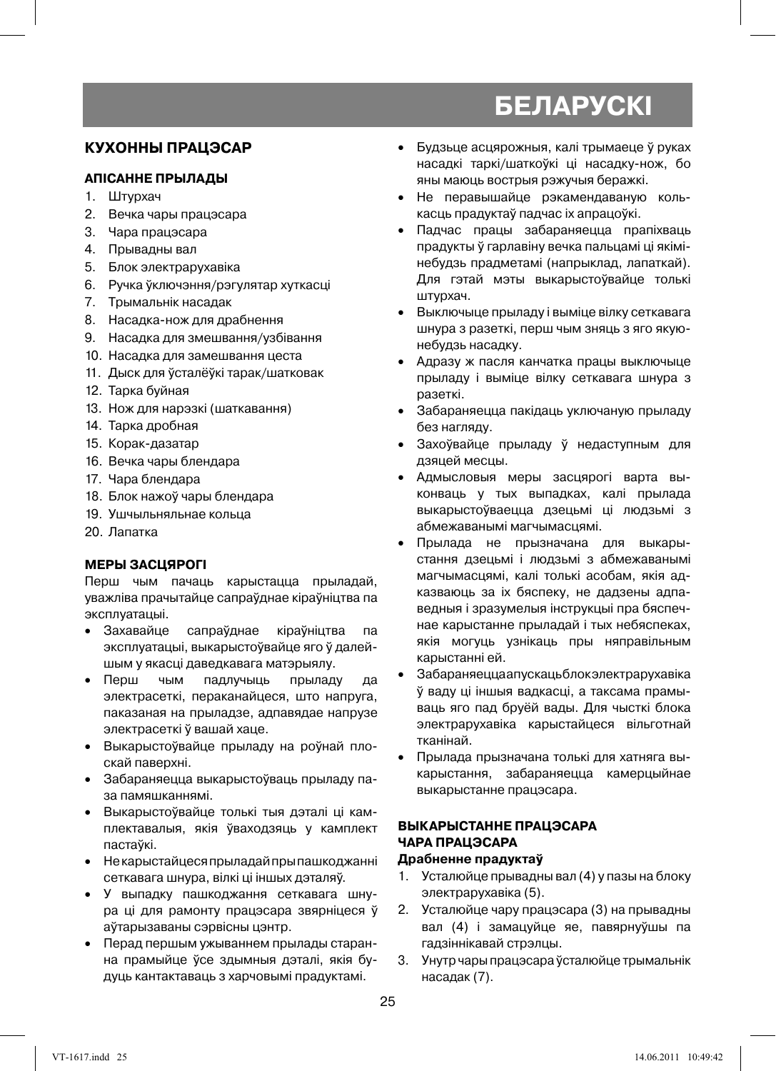# БЕЛАРУСКІ

## КУХОННЫ ПРАЦЭСАР

### АПІСАННЕ ПРЫЛАДЫ

1. Штурхач
2. Вечка чары працэсара
3. Чара працэсара
4. Прывадны вал
5. Блок электрарухавіка
6. Ручка ўключэння/рэгулятар хуткасці
7. Трымальнік насадак
8. Насадка-нож для драбнення
9. Насадка для змешвання/узбівання
10. Насадка для замешвання цеста
11. Дыск для ўсталёўкі тарак/шатковак
12. Тарка буйная
13. Нож для нарэзкі (шаткавання)
14. Тарка дробная
15. Корак-дазатар
16. Вечка чары блендара
17. Чара блендара
18. Блок нажоў чары блендара
19. Ушчыльняльнае кольца
20. Лапатка

### МЕРЫ ЗАСЦЯРОГІ

Перш чым пачаць карыстацца прыладай, уважліва прачытайце сапраўднае кіраўніцтва па эксплуатацыі.

- Захавайце сапраўднае кіраўніцтва па эксплуатацыі, выкарыстоўвайце яго ў далейшым у якасці даведкавага матэрыялу.
- Перш чым падлучыць прыладу да электрасеткі, пераканайцеся, што напруга, паказаная на прыладзе, адпавядае напрузе электрасеткі ў вашай хаце.
- Выкарыстоўвайце прыладу на роўнай плоскай паверхні.
- Забараняецца выкарыстоўваць прыладу паза памяшканнямі.
- Выкарыстоўвайце толькі тыя дэталі ці камплектавалыя, якія ўваходзяць у камплект пастаўкі.
- Не карыстайцеся прыладай пры пашкоджанні сеткавага шнура, вілкі ці іншых дэталяў.
- У выпадку пашкоджання сеткавага шнура ці для рамонту працэсара звярніцеся ў аўтарызаваны сэрвісны цэнтр.
- Перад першым ужываннем прылады старанна прамыйце ўсе здымныя дэталі, якія будуць кантактаваць з харчовымі прадуктамі.
- Будзьце асцярожныя, калі трымаеце ў руках насадкі таркі/шаткоўкі ці насадку-нож, бо яны маюць вострыя рэжучыя беражкі.
- Не перавышайце рэкамендаваную колькасць прадуктаў падчас іх апрацоўкі.
- Падчас працы забараняецца прапіхваць прадукты ў гарлавіну вечка пальцамі ці якімі-небудзь прадметамі (напрыклад, лапаткай). Для гэтай мэты выкарыстоўвайце толькі штурхач.
- Выключыце прыладу і выміце вілку сеткавага шнура з разеткі, перш чым зняць з яго якую-небудзь насадку.
- Адразу ж пасля канчатка працы выключыце прыладу і выміце вілку сеткавага шнура з разеткі.
- Забараняецца пакідаць уключаную прыладу без нагляду.
- Захоўвайце прыладу ў недаступным для дзяцей месцы.
- Адмысловыя меры засцярогі варта выконваць у тых выпадках, калі прылада выкарыстоўваецца дзецьмі ці людзьмі з абмежаванымі магчымасцямі.
- Прылада не прызначана для выкарыстання дзецьмі і людзьмі з абмежаванымі магчымасцямі, калі толькі асобам, якія адказваюць за іх бяспеку, не дадзены адпаведныя і зразумелыя інструкцыі пра бяспечнае карыстанне прыладай і тых небяспеках, якія могуць узнікаць пры няправільным карыстанні ёй.
- Забараняецца апускаць блок электрарухавіка ў ваду ці іншыя вадкасці, а таксама прамываць яго пад бруёй вады. Для чысткі блока электрарухавіка карыстайцеся вільготнай тканінай.
- Прылада прызначана толькі для хатняга выкарыстання, забараняецца камерцыйнае выкарыстанне працэсара.

### ВЫКАРЫСТАННЕ ПРАЦЭСАРА

#### ЧАРА ПРАЦЭСАРА

**Драбненне прадуктаў**

1. Усталюйце прывадны вал (4) у пазы на блоку электрарухавіка (5).
2. Усталюйце чару працэсара (3) на прывадны вал (4) і замацуйце яе, павярнуўшы па гадзіннікавай стрэлцы.
3. Унутр чары працэсара ўсталюйце трымальнік насадак (7).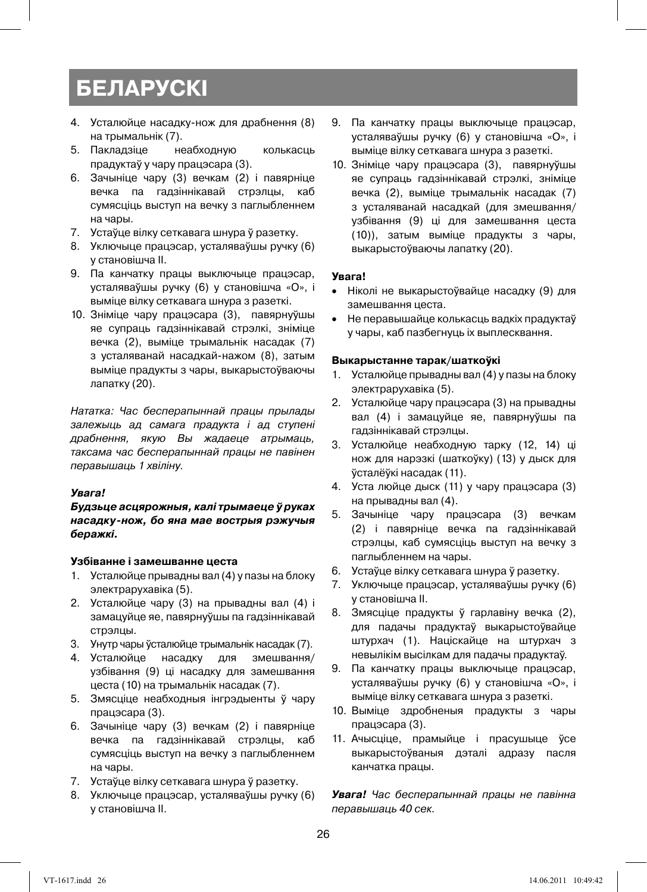# БЕЛАРУСКІ

4. Усталюйце насадку-нож для драбнення (8) на трымальнік (7).
5. Пакладзіце неабходную колькасць прадуктаў у чару працэсара (3).
6. Зачыніце чару (3) вечкам (2) і павярніце вечка па гадзіннікавай стрэлцы, каб сумясціць выступ на вечку з паглыбленнем на чары.
7. Устаўце вілку сеткавага шнура ў разетку.
8. Уключыце працэсар, усталяваўшы ручку (6) у становішча II.
9. Па канчатку працы выключыце працэсар, усталяваўшы ручку (6) у становішча «О», і выміце вілку сеткавага шнура з разеткі.
10. Зніміце чару працэсара (3), павярнуўшы яе супраць гадзіннікавай стрэлкі, зніміце вечка (2), выміце трымальнік насадак (7) з усталяванай насадкай-нажом (8), затым выміце прадукты з чары, выкарыстоўваючы лапатку (20).

*Нататка: Час бесперапыннай працы прылады залежыць ад самага прадукта і ад ступені драбнення, якую Вы жадаеце атрымаць, таксама час бесперапыннай працы не павінен перавышаць 1 хвіліну.*

***Увага!***

***Будзьце асцярожныя, калі трымаеце ў руках насадку-нож, бо яна мае вострыя рэжучыя беражкі.***

**Узбіванне і замешванне цеста**

1. Усталюйце прывадны вал (4) у пазы на блоку электрарухавіка (5).
2. Усталюйце чару (3) на прывадны вал (4) і замацуйце яе, павярнуўшы па гадзіннікавай стрэлцы.
3. Унутр чары ўсталюйце трымальнік насадак (7).
4. Усталюйце насадку для змешвання/узбівання (9) ці насадку для замешвання цеста (10) на трымальнік насадак (7).
5. Змясціце неабходныя інгрэдыенты ў чару працэсара (3).
6. Зачыніце чару (3) вечкам (2) і павярніце вечка па гадзіннікавай стрэлцы, каб сумясціць выступ на вечку з паглыбленнем на чары.
7. Устаўце вілку сеткавага шнура ў разетку.
8. Уключыце працэсар, усталяваўшы ручку (6) у становішча II.
9. Па канчатку працы выключыце працэсар, усталяваўшы ручку (6) у становішча «О», і выміце вілку сеткавага шнура з разеткі.
10. Зніміце чару працэсара (3), павярнуўшы яе супраць гадзіннікавай стрэлкі, зніміце вечка (2), выміце трымальнік насадак (7) з усталяванай насадкай (для змешвання/узбівання (9) ці для замешвання цеста (10)), затым выміце прадукты з чары, выкарыстоўваючы лапатку (20).

**Увага!**

- Ніколі не выкарыстоўвайце насадку (9) для замешвання цеста.
- Не перавышайце колькасць вадкіх прадуктаў у чары, каб пазбегнуць іх выплесквання.

**Выкарыстанне тарак/шаткоўкі**

1. Усталюйце прывадны вал (4) у пазы на блоку электрарухавіка (5).
2. Усталюйце чару працэсара (3) на прывадны вал (4) і замацуйце яе, павярнуўшы па гадзіннікавай стрэлцы.
3. Усталюйце неабходную тарку (12, 14) ці нож для нарэзкі (шаткоўку) (13) у дыск для ўсталёўкі насадак (11).
4. Уста люйце дыск (11) у чару працэсара (3) на прывадны вал (4).
5. Зачыніце чару працэсара (3) вечкам (2) і павярніце вечка па гадзіннікавай стрэлцы, каб сумясціць выступ на вечку з паглыбленнем на чары.
6. Устаўце вілку сеткавага шнура ў разетку.
7. Уключыце працэсар, усталяваўшы ручку (6) у становішча II.
8. Змясціце прадукты ў гарлавіну вечка (2), для падачы прадуктаў выкарыстоўвайце штурхач (1). Націскайце на штурхач з невялікім высілкам для падачы прадуктаў.
9. Па канчатку працы выключыце працэсар, усталяваўшы ручку (6) у становішча «О», і выміце вілку сеткавага шнура з разеткі.
10. Выміце здробненыя прадукты з чары працэсара (3).
11. Ачысціце, прамыйце і прасушыце ўсе выкарыстоўваныя дэталі адразу пасля канчатка працы.

***Увага!*** *Час бесперапыннай працы не павінна перавышаць 40 сек.*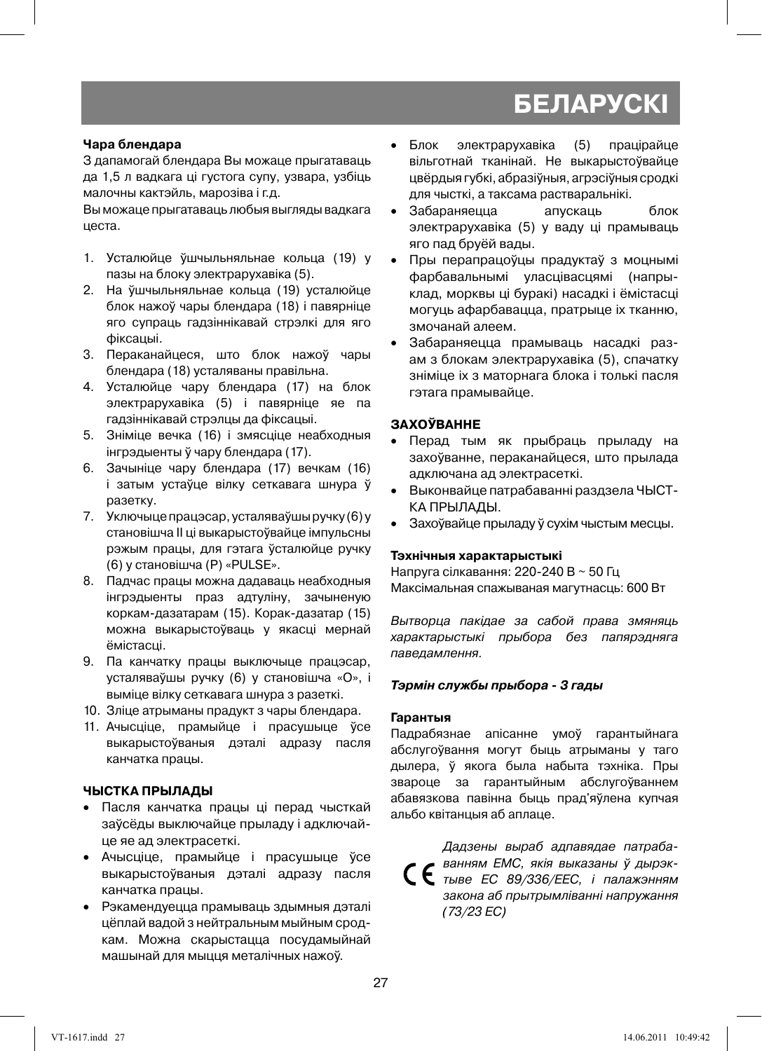# БЕЛАРУСКІ

**Чара блендара**

З дапамогай блендара Вы можаце прыгатаваць да 1,5 л вадкага ці густога супу, узвара, узбіць малочны кактэйль, марозіва і г.д.

Вы можаце прыгатаваць любыя выгляды вадкага цеста.

1. Усталюйце ўшчыльняльнае кольца (19) у пазы на блоку электрарухавіка (5).
2. На ўшчыльняльнае кольца (19) усталюйце блок нажоў чары блендара (18) і павярніце яго супраць гадзіннікавай стрэлкі для яго фіксацыі.
3. Пераканайцеся, што блок нажоў чары блендара (18) усталяваны правільна.
4. Усталюйце чару блендара (17) на блок электрарухавіка (5) і павярніце яе па гадзіннікавай стрэлцы да фіксацыі.
5. Зніміце вечка (16) і змясціце неабходныя інгрэдыенты ў чару блендара (17).
6. Зачыніце чару блендара (17) вечкам (16) і затым устаўце вілку сеткавага шнура ў разетку.
7. Уключыце працэсар, усталяваўшы ручку (6) у становішча II ці выкарыстоўвайце імпульсны рэжым працы, для гэтага ўсталюйце ручку (6) у становішча (P) «PULSE».
8. Падчас працы можна дадаваць неабходныя інгрэдыенты праз адтуліну, зачыненую коркам-дазатарам (15). Корак-дазатар (15) можна выкарыстоўваць у якасці мернай ёмістасці.
9. Па канчатку працы выключыце працэсар, усталяваўшы ручку (6) у становішча «O», і выміце вілку сеткавага шнура з разеткі.
10. Зліце атрыманы прадукт з чары блендара.
11. Ачысціце, прамыйце і прасушыце ўсе выкарыстоўваныя дэталі адразу пасля канчатка працы.

**ЧЫСТКА ПРЫЛАДЫ**

- Пасля канчатка працы ці перад чысткай заўсёды выключайце прыладу і адключайце яе ад электрасеткі.
- Ачысціце, прамыйце і прасушыце ўсе выкарыстоўваныя дэталі адразу пасля канчатка працы.
- Рэкамендуецца прамываць здымныя дэталі цёплай вадой з нейтральным мыйным сродкам. Можна скарыстацца посудамыйнай машынай для мыцця металічных нажоў.
- Блок электрарухавіка (5) працірайце вільготнай тканінай. Не выкарыстоўвайце цвёрдыя губкі, абразіўныя, агрэсіўныя сродкі для чысткі, а таксама растваральнікі.
- Забараняецца апускаць блок электрарухавіка (5) у ваду ці прамываць яго пад бруёй вады.
- Пры перапрацоўцы прадуктаў з моцнымі фарбавальнымі уласцівасцямі (напрыклад, морквы ці буракі) насадкі і ёмістасці могуць афарбавацца, пратрыце іх тканню, змочанай алеем.
- Забараняецца прамываць насадкі разам з блокам электрарухавіка (5), спачатку зніміце іх з маторнага блока і толькі пасля гэтага прамывайце.

**ЗАХОЎВАННЕ**

- Перад тым як прыбраць прыладу на захоўванне, пераканайцеся, што прылада адключана ад электрасеткі.
- Выконвайце патрабаванні раздзела ЧЫСТКА ПРЫЛАДЫ.
- Захоўвайце прыладу ў сухім чыстым месцы.

**Тэхнічныя характарыстыкі**

Напруга сілкавання: 220-240 В ~ 50 Гц
Максімальная спажываная магутнасць: 600 Вт

*Вытворца пакідае за сабой права змяняць характарыстыкі прыбора без папярэдняга паведамлення.*

***Тэрмін службы прыбора - 3 гады***

**Гарантыя**

Падрабязнае апісанне умоў гарантыйнага абслугоўвання могуць быць атрыманы у таго дылера, ў якога была набыта тэхніка. Пры звароце за гарантыйным абслугоўваннем абавязкова павінна быць прад'яўлена купчая альбо квітанцыя аб аплаце.

CE *Дадзены выраб адпавядае патрабаванням ЕМС, якія выказаны ў дырэктыве ЕС 89/336/EEC, і палажэнням закона аб прытрымліванні напружання (73/23 ЕС)*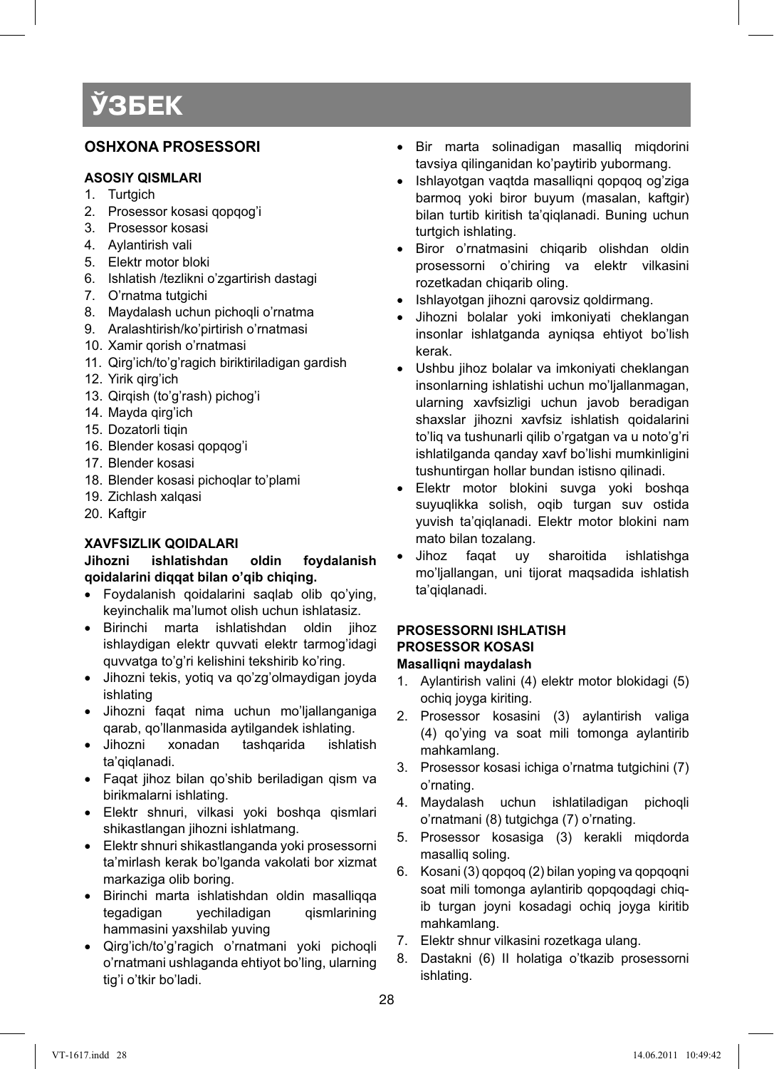# ЎЗБЕК

## OSHXONA PROSESSORI

### ASOSIY QISMLARI

1. Turtgich
2. Prosessor kosasi qopqog'i
3. Prosessor kosasi
4. Aylantirish vali
5. Elektr motor bloki
6. Ishlatish /tezlikni o'zgartirish dastagi
7. O'rnatma tutgichi
8. Maydalash uchun pichoqli o'rnatma
9. Aralashtirish/ko'pirtirish o'rnatmasi
10. Xamir qorish o'rnatmasi
11. Qirg'ich/to'g'ragich biriktiriladigan gardish
12. Yirik qirg'ich
13. Qirqish (to'g'rash) pichog'i
14. Mayda qirg'ich
15. Dozatorli tiqin
16. Blender kosasi qopqog'i
17. Blender kosasi
18. Blender kosasi pichoqlar to'plami
19. Zichlash xalqasi
20. Kaftgir

### XAVFSIZLIK QOIDALARI

**Jihozni ishlatishdan oldin foydalanish qoidalarini diqqat bilan o'qib chiqing.**

- Foydalanish qoidalarini saqlab olib qo'ying, keyinchalik ma'lumot olish uchun ishlatasiz.
- Birinchi marta ishlatishdan oldin jihoz ishlaydigan elektr quvvati elektr tarmog'idagi quvvatga to'g'ri kelishini tekshirib ko'ring.
- Jihozni tekis, yotiq va qo'zg'olmaydigan joyda ishlating
- Jihozni faqat nima uchun mo'ljallanganiga qarab, qo'llanmasida aytilgandek ishlating.
- Jihozni xonadan tashqarida ishlatish ta'qiqlanadi.
- Faqat jihoz bilan qo'shib beriladigan qism va birikmalarni ishlating.
- Elektr shnuri, vilkasi yoki boshqa qismlari shikastlangan jihozni ishlatmang.
- Elektr shnuri shikastlanganda yoki prosessorni ta'mirlash kerak bo'lganda vakolati bor xizmat markaziga olib boring.
- Birinchi marta ishlatishdan oldin masalliqqa tegadigan yechiladigan qismlarining hammasini yaxshilab yuving
- Qirg'ich/to'g'ragich o'rnatmani yoki pichoqli o'rnatmani ushlaganda ehtiyot bo'ling, ularning tig'i o'tkir bo'ladi.
- Bir marta solinadigan masalliq miqdorini tavsiya qilinganidan ko'paytirib yubormang.
- Ishlayotgan vaqtda masalliqni qopqoq og'ziga barmoq yoki biror buyum (masalan, kaftgir) bilan turtib kiritish ta'qiqlanadi. Buning uchun turtgich ishlating.
- Biror o'rnatmasini chiqarib olishdan oldin prosessorni o'chiring va elektr vilkasini rozetkadan chiqarib oling.
- Ishlayotgan jihozni qarovsiz qoldirmang.
- Jihozni bolalar yoki imkoniyati cheklangan insonlar ishlatganda ayniqsa ehtiyot bo'lish kerak.
- Ushbu jihoz bolalar va imkoniyati cheklangan insonlarning ishlatishi uchun mo'ljallanmagan, ularning xavfsizligi uchun javob beradigan shaxslar jihozni xavfsiz ishlatish qoidalarini to'liq va tushunarli qilib o'rgatgan va u noto'g'ri ishlatilganda qanday xavf bo'lishi mumkinligini tushuntirgan hollar bundan istisno qilinadi.
- Elektr motor blokini suvga yoki boshqa suyuqlikka solish, oqib turgan suv ostida yuvish ta'qiqlanadi. Elektr motor blokini nam mato bilan tozalang.
- Jihoz faqat uy sharoitida ishlatishga mo'ljallangan, uni tijorat maqsadida ishlatish ta'qiqlanadi.

### PROSESSORNI ISHLATISH

### PROSESSOR KOSASI

**Masalliqni maydalash**

1. Aylantirish valini (4) elektr motor blokidagi (5) ochiq joyga kiriting.
2. Prosessor kosasini (3) aylantirish valiga (4) qo'ying va soat mili tomonga aylantirib mahkamlang.
3. Prosessor kosasi ichiga o'rnatma tutgichini (7) o'rnating.
4. Maydalash uchun ishlatiladigan pichoqli o'rnatmani (8) tutgichga (7) o'rnating.
5. Prosessor kosasiga (3) kerakli miqdorda masalliq soling.
6. Kosani (3) qopqoq (2) bilan yoping va qopqoqni soat mili tomonga aylantirib qopqoqdagi chiqib turgan joyni kosadagi ochiq joyga kiritib mahkamlang.
7. Elektr shnur vilkasini rozetkaga ulang.
8. Dastakni (6) II holatiga o'tkazib prosessorni ishlating.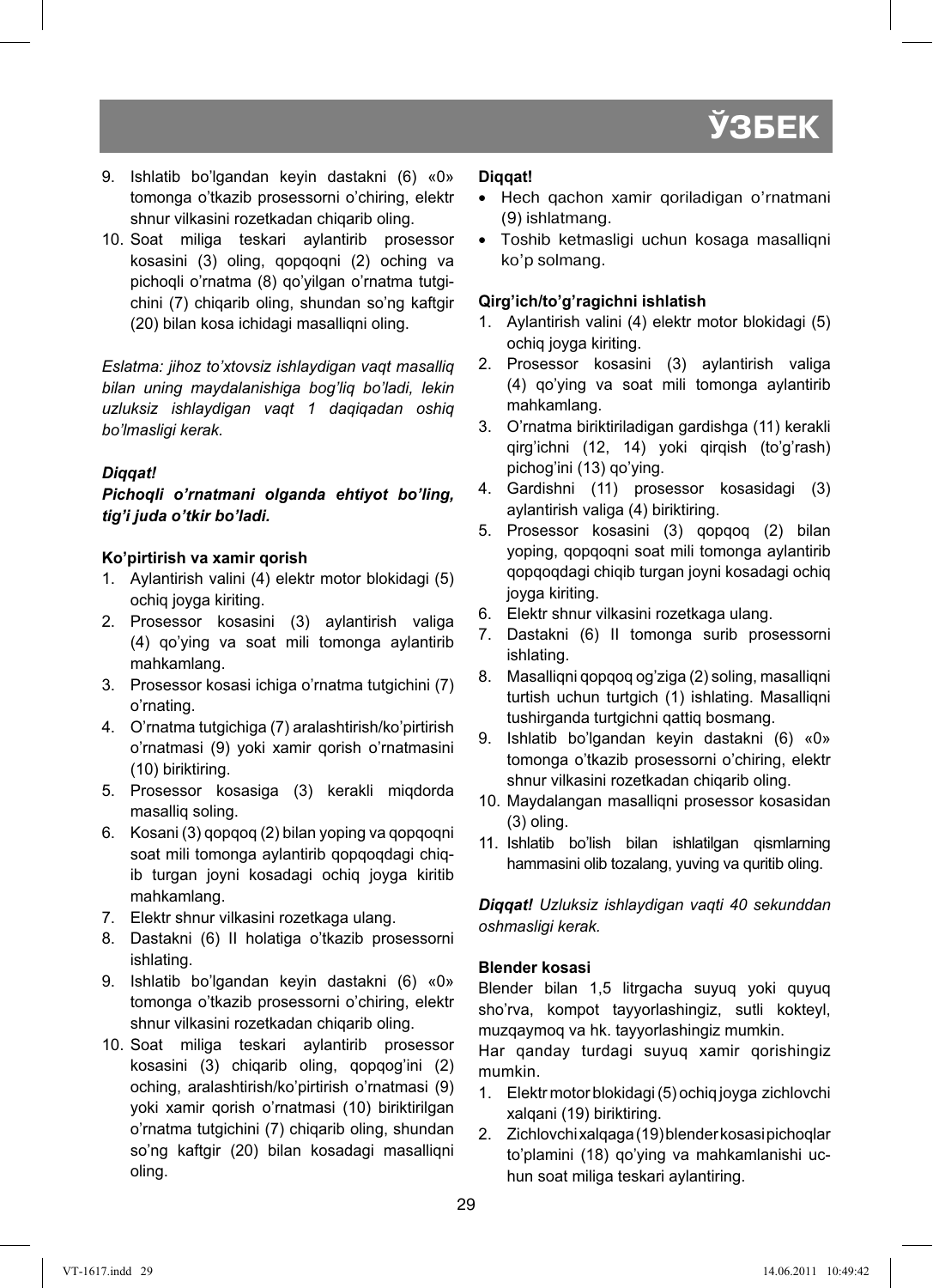9. Ishlatib bo'lgandan keyin dastakni (6) «0» tomonga o'tkazib prosessorni o'chiring, elektr shnur vilkasini rozetkadan chiqarib oling.
10. Soat miliga teskari aylantirib prosessor kosasini (3) oling, qopqoqni (2) oching va pichoqli o'rnatma (8) qo'yilgan o'rnatma tutgichini (7) chiqarib oling, shundan so'ng kaftgir (20) bilan kosa ichidagi masalliqni oling.

*Eslatma: jihoz to'xtovsiz ishlaydigan vaqt masalliq bilan uning maydalanishiga bog'liq bo'ladi, lekin uzluksiz ishlaydigan vaqt 1 daqiqadan oshiq bo'lmasligi kerak.*

***Diqqat!***

***Pichoqli o'rnatmani olganda ehtiyot bo'ling, tig'i juda o'tkir bo'ladi.***

**Ko'pirtirish va xamir qorish**

1. Aylantirish valini (4) elektr motor blokidagi (5) ochiq joyga kiriting.
2. Prosessor kosasini (3) aylantirish valiga (4) qo'ying va soat mili tomonga aylantirib mahkamlang.
3. Prosessor kosasi ichiga o'rnatma tutgichini (7) o'rnating.
4. O'rnatma tutgichiga (7) aralashtirish/ko'pirtirish o'rnatmasi (9) yoki xamir qorish o'rnatmasini (10) biriktiring.
5. Prosessor kosasiga (3) kerakli miqdorda masalliq soling.
6. Kosani (3) qopqoq (2) bilan yoping va qopqoqni soat mili tomonga aylantirib qopqoqdagi chiqib turgan joyni kosadagi ochiq joyga kiritib mahkamlang.
7. Elektr shnur vilkasini rozetkaga ulang.
8. Dastakni (6) II holatiga o'tkazib prosessorni ishlating.
9. Ishlatib bo'lgandan keyin dastakni (6) «0» tomonga o'tkazib prosessorni o'chiring, elektr shnur vilkasini rozetkadan chiqarib oling.
10. Soat miliga teskari aylantirib prosessor kosasini (3) chiqarib oling, qopqog'ini (2) oching, aralashtirish/ko'pirtirish o'rnatmasi (9) yoki xamir qorish o'rnatmasi (10) biriktirilgan o'rnatma tutgichini (7) chiqarib oling, shundan so'ng kaftgir (20) bilan kosadagi masalliqni oling.

**Diqqat!**

- Hech qachon xamir qoriladigan o'rnatmani (9) ishlatmang.
- Toshib ketmasligi uchun kosaga masalliqni ko'p solmang.

**Qirg'ich/to'g'ragichni ishlatish**

1. Aylantirish valini (4) elektr motor blokidagi (5) ochiq joyga kiriting.
2. Prosessor kosasini (3) aylantirish valiga (4) qo'ying va soat mili tomonga aylantirib mahkamlang.
3. O'rnatma biriktiriladigan gardishga (11) kerakli qirg'ichni (12, 14) yoki qirqish (to'g'rash) pichog'ini (13) qo'ying.
4. Gardishni (11) prosessor kosasidagi (3) aylantirish valiga (4) biriktiring.
5. Prosessor kosasini (3) qopqoq (2) bilan yoping, qopqoqni soat mili tomonga aylantirib qopqoqdagi chiqib turgan joyni kosadagi ochiq joyga kiriting.
6. Elektr shnur vilkasini rozetkaga ulang.
7. Dastakni (6) II tomonga surib prosessorni ishlating.
8. Masalliqni qopqoq og'ziga (2) soling, masalliqni turtish uchun turtgich (1) ishlating. Masalliqni tushirganda turtgichni qattiq bosmang.
9. Ishlatib bo'lgandan keyin dastakni (6) «0» tomonga o'tkazib prosessorni o'chiring, elektr shnur vilkasini rozetkadan chiqarib oling.
10. Maydalangan masalliqni prosessor kosasidan (3) oling.
11. Ishlatib bo'lish bilan ishlatilgan qismlarning hammasini olib tozalang, yuving va quritib oling.

***Diqqat!*** *Uzluksiz ishlaydigan vaqti 40 sekunddan oshmasligi kerak.*

**Blender kosasi**

Blender bilan 1,5 litrgacha suyuq yoki quyuq sho'rva, kompot tayyorlashingiz, sutli kokteyl, muzqaymoq va hk. tayyorlashingiz mumkin.

Har qanday turdagi suyuq xamir qorishingiz mumkin.

1. Elektr motor blokidagi (5) ochiq joyga zichlovchi xalqani (19) biriktiring.
2. Zichlovchi xalqaga (19) blender kosasi pichoqlar to'plamini (18) qo'ying va mahkamlanishi uchun soat miliga teskari aylantiring.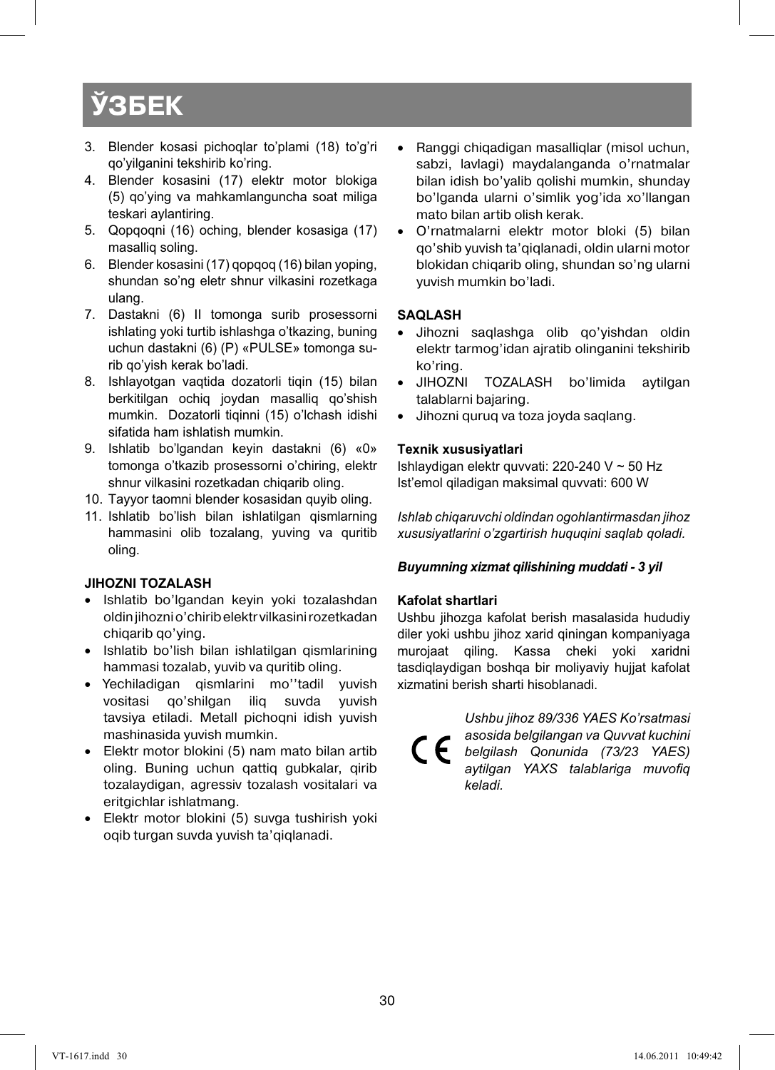# ЎЗБЕК

3. Blender kosasi pichoqlar to'plami (18) to'g'ri qo'yilganini tekshirib ko'ring.
4. Blender kosasini (17) elektr motor blokiga (5) qo'ying va mahkamlanguncha soat miliga teskari aylantiring.
5. Qopqoqni (16) oching, blender kosasiga (17) masalliq soling.
6. Blender kosasini (17) qopqoq (16) bilan yoping, shundan so'ng eletr shnur vilkasini rozetkaga ulang.
7. Dastakni (6) II tomonga surib prosessorni ishlating yoki turtib ishlashga o'tkazing, buning uchun dastakni (6) (P) «PULSE» tomonga surib qo'yish kerak bo'ladi.
8. Ishlayotgan vaqtida dozatorli tiqin (15) bilan berkitilgan ochiq joydan masalliq qo'shish mumkin. Dozatorli tiqinni (15) o'lchash idishi sifatida ham ishlatish mumkin.
9. Ishlatib bo'lgandan keyin dastakni (6) «0» tomonga o'tkazib prosessorni o'chiring, elektr shnur vilkasini rozetkadan chiqarib oling.
10. Tayyor taomni blender kosasidan quyib oling.
11. Ishlatib bo'lish bilan ishlatilgan qismlarning hammasini olib tozalang, yuving va quritib oling.

**JIHOZNI TOZALASH**

- Ishlatib bo'lgandan keyin yoki tozalashdan oldin jihozni o'chirib elektr vilkasini rozetkadan chiqarib qo'ying.
- Ishlatib bo'lish bilan ishlatilgan qismlarining hammasi tozalab, yuvib va quritib oling.
- Yechiladigan qismlarini mo''tadil yuvish vositasi qo'shilgan iliq suvda yuvish tavsiya etiladi. Metall pichoqni idish yuvish mashinasida yuvish mumkin.
- Elektr motor blokini (5) nam mato bilan artib oling. Buning uchun qattiq gubkalar, qirib tozalaydigan, agressiv tozalash vositalari va eritgichlar ishlatmang.
- Elektr motor blokini (5) suvga tushirish yoki oqib turgan suvda yuvish ta'qiqlanadi.
- Ranggi chiqadigan masalliqlar (misol uchun, sabzi, lavlagi) maydalanganda o'rnatmalar bilan idish bo'yalib qolishi mumkin, shunday bo'lganda ularni o'simlik yog'ida xo'llangan mato bilan artib olish kerak.
- O'rnatmalarni elektr motor bloki (5) bilan qo'shib yuvish ta'qiqlanadi, oldin ularni motor blokidan chiqarib oling, shundan so'ng ularni yuvish mumkin bo'ladi.

**SAQLASH**

- Jihozni saqlashga olib qo'yishdan oldin elektr tarmog'idan ajratib olinganini tekshirib ko'ring.
- JIHOZNI TOZALASH bo'limida aytilgan talablarni bajaring.
- Jihozni quruq va toza joyda saqlang.

**Texnik xususiyatlari**

Ishlaydigan elektr quvvati: 220-240 V ~ 50 Hz
Ist'emol qiladigan maksimal quvvati: 600 W

*Ishlab chiqaruvchi oldindan ogohlantirmasdan jihoz xususiyatlarini o'zgartirish huquqini saqlab qoladi.*

***Buyumning xizmat qilishining muddati - 3 yil***

**Kafolat shartlari**

Ushbu jihozga kafolat berish masalasida hududiy diler yoki ushbu jihoz xarid qiningan kompaniyaga murojaat qiling. Kassa cheki yoki xaridni tasdiqlaydigan boshqa bir moliyaviy hujjat kafolat xizmatini berish sharti hisoblanadi.

CE *Ushbu jihoz 89/336 YAES Ko'rsatmasi asosida belgilangan va Quvvat kuchini belgilash Qonunida (73/23 YAES) aytilgan YAXS talablariga muvofiq keladi.*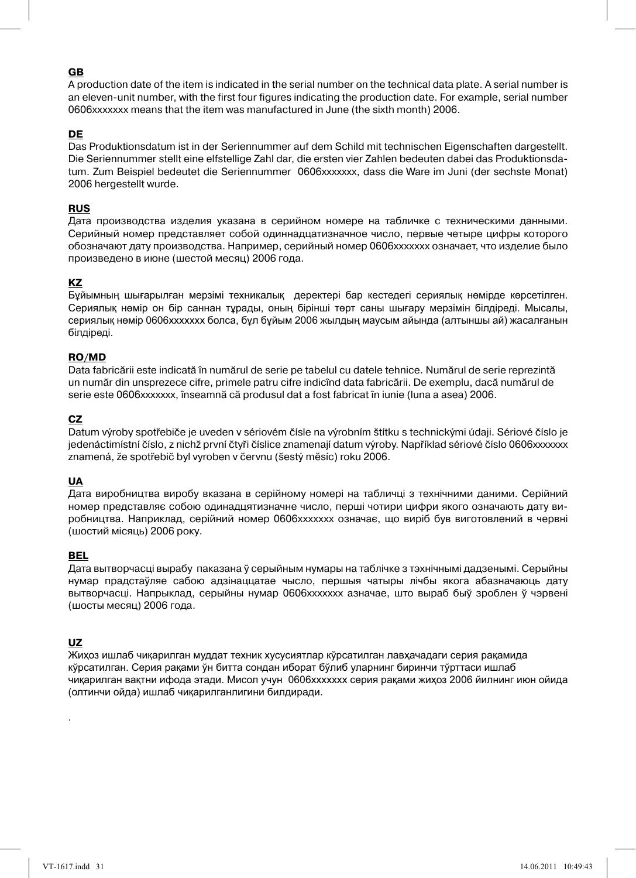**GB**

A production date of the item is indicated in the serial number on the technical data plate. A serial number is an eleven-unit number, with the first four figures indicating the production date. For example, serial number 0606xxxxxxx means that the item was manufactured in June (the sixth month) 2006.

**DE**

Das Produktionsdatum ist in der Seriennummer auf dem Schild mit technischen Eigenschaften dargestellt. Die Seriennummer stellt eine elfstellige Zahl dar, die ersten vier Zahlen bedeuten dabei das Produktionsdatum. Zum Beispiel bedeutet die Seriennummer 0606xxxxxxx, dass die Ware im Juni (der sechste Monat) 2006 hergestellt wurde.

**RUS**

Дата производства изделия указана в серийном номере на табличке с техническими данными. Серийный номер представляет собой одиннадцатизначное число, первые четыре цифры которого обозначают дату производства. Например, серийный номер 0606xxxxxxx означает, что изделие было произведено в июне (шестой месяц) 2006 года.

**KZ**

Бұйымның шығарылған мерзімі техникалық деректері бар кестедегі сериялық нөмірде көрсетілген. Сериялық нөмір он бір саннан тұрады, оның бірінші төрт саны шығару мерзімін білдіреді. Мысалы, сериялық нөмір 0606xxxxxxx болса, бұл бұйым 2006 жылдың маусым айында (алтыншы ай) жасалғанын білдіреді.

**RO/MD**

Data fabricării este indicată în numărul de serie pe tabelul cu datele tehnice. Numărul de serie reprezintă un număr din unsprezece cifre, primele patru cifre indicînd data fabricării. De exemplu, dacă numărul de serie este 0606xxxxxxx, înseamnă că produsul dat a fost fabricat în iunie (luna a asea) 2006.

**CZ**

Datum výroby spotřebiče je uveden v sériovém čísle na výrobním štítku s technickými údaji. Sériové číslo je jedenáctimístní číslo, z nichž první čtyři číslice znamenají datum výroby. Například sériové číslo 0606xxxxxxx znamená, že spotřebič byl vyroben v červnu (šestý měsíc) roku 2006.

**UA**

Дата виробництва виробу вказана в серійному номері на табличці з технічними даними. Серійний номер представляє собою одинадцятизначне число, перші чотири цифри якого означають дату виробництва. Наприклад, серійний номер 0606xxxxxxx означає, що виріб був виготовлений в червні (шостий місяць) 2006 року.

**BEL**

Дата вытворчасці вырабу паказана ў серыйным нумары на таблічке з тэхнічнымі дадзенымі. Серыйны нумар прадстаўляе сабою адзінаццатае чысло, першыя чатыры лічбы якога абазначаюць дату вытворчасці. Напрыклад, серыйны нумар 0606xxxxxxx азначае, што выраб быў зроблен ў чэрвені (шосты месяц) 2006 года.

**UZ**

Жиҳоз ишлаб чиқарилган муддат техник хусусиятлар кўрсатилган лавҳачадаги серия рақамида кўрсатилган. Серия рақами ўн битта сондан иборат бўлиб уларнинг биринчи тўрттаси ишлаб чиқарилган вақтни ифода этади. Мисол учун 0606xxxxxxx серия рақами жиҳоз 2006 йилнинг июн ойида (олтинчи ойда) ишлаб чиқарилганлигини билдиради.

.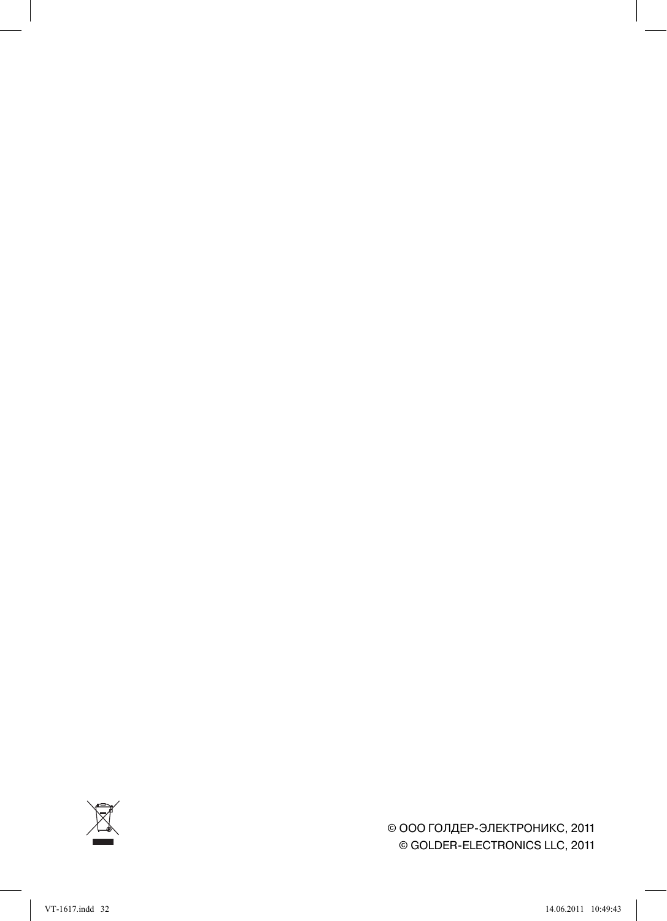© ООО ГОЛДЕР-ЭЛЕКТРОНИКС, 2011
© GOLDER-ELECTRONICS LLC, 2011